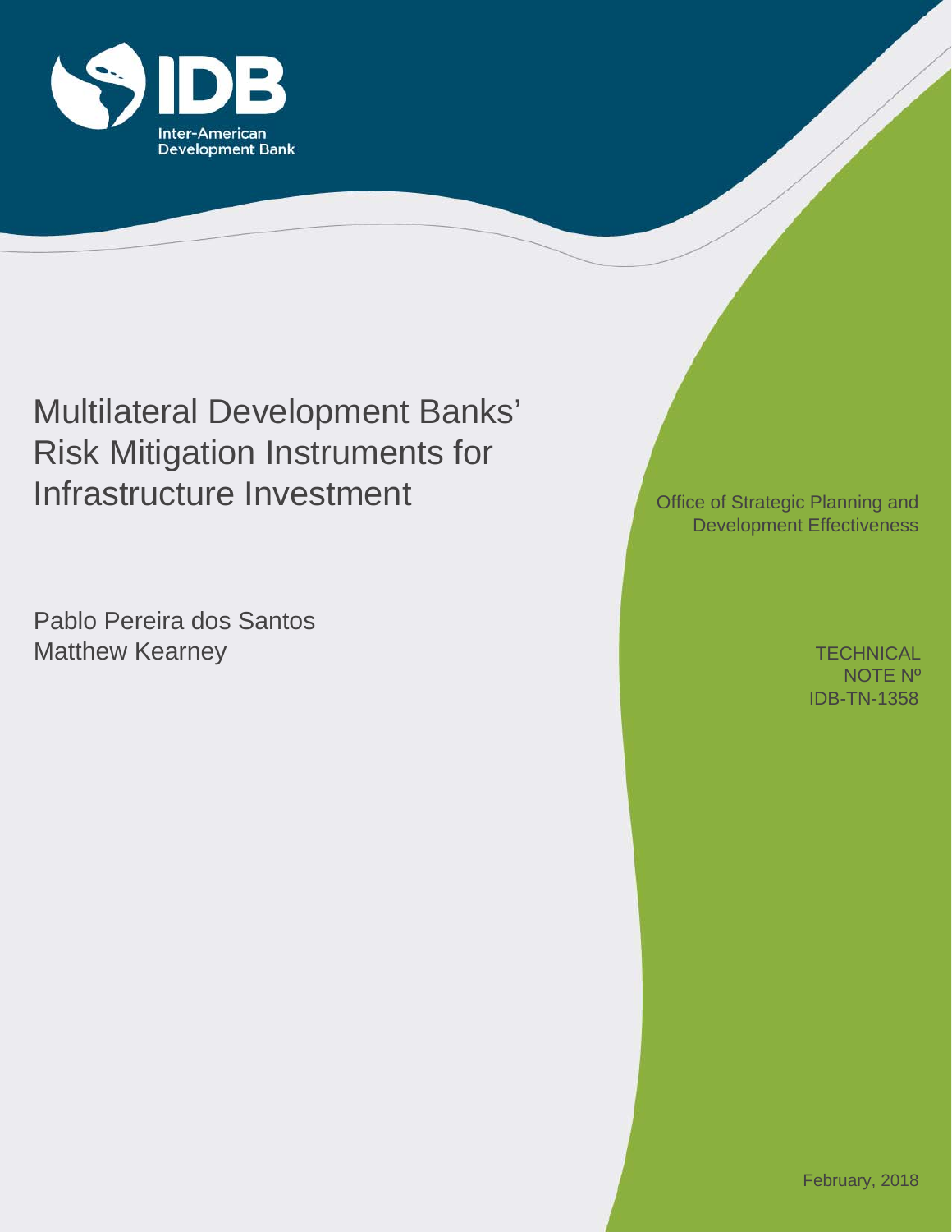Inter-American Development Bank

# Multilateral Development Banks' Risk Mitigation Instruments for Infrastructure Investment

Pablo Pereira dos Santos
Matthew Kearney

Office of Strategic Planning and Development Effectiveness

TECHNICAL NOTE Nº IDB-TN-1358

February, 2018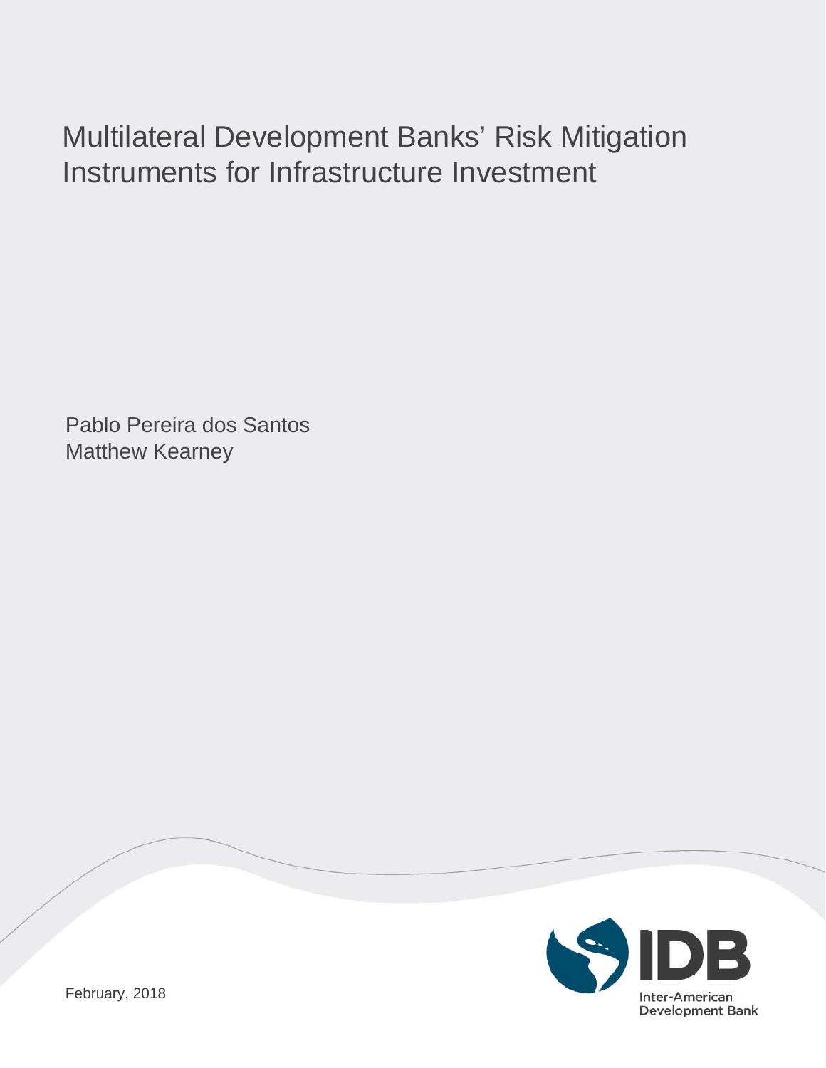# Multilateral Development Banks' Risk Mitigation Instruments for Infrastructure Investment

Pablo Pereira dos Santos
Matthew Kearney

IDB
Inter-American Development Bank

February, 2018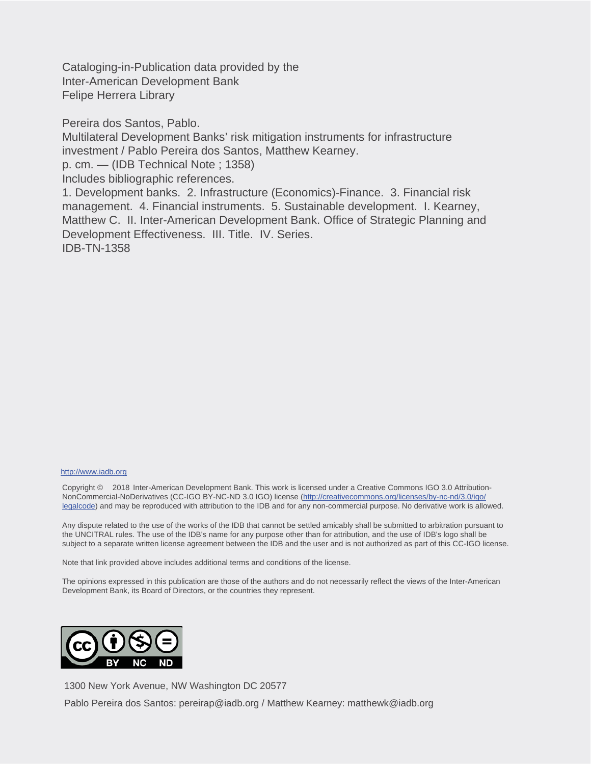Cataloging-in-Publication data provided by the
Inter-American Development Bank
Felipe Herrera Library

Pereira dos Santos, Pablo.
Multilateral Development Banks' risk mitigation instruments for infrastructure investment / Pablo Pereira dos Santos, Matthew Kearney.
p. cm. — (IDB Technical Note ; 1358)
Includes bibliographic references.
1. Development banks. 2. Infrastructure (Economics)-Finance. 3. Financial risk management. 4. Financial instruments. 5. Sustainable development. I. Kearney, Matthew C. II. Inter-American Development Bank. Office of Strategic Planning and Development Effectiveness. III. Title. IV. Series.
IDB-TN-1358

http://www.iadb.org

Copyright © 2018 Inter-American Development Bank. This work is licensed under a Creative Commons IGO 3.0 Attribution-NonCommercial-NoDerivatives (CC-IGO BY-NC-ND 3.0 IGO) license (http://creativecommons.org/licenses/by-nc-nd/3.0/igo/legalcode) and may be reproduced with attribution to the IDB and for any non-commercial purpose. No derivative work is allowed.

Any dispute related to the use of the works of the IDB that cannot be settled amicably shall be submitted to arbitration pursuant to the UNCITRAL rules. The use of the IDB's name for any purpose other than for attribution, and the use of IDB's logo shall be subject to a separate written license agreement between the IDB and the user and is not authorized as part of this CC-IGO license.

Note that link provided above includes additional terms and conditions of the license.

The opinions expressed in this publication are those of the authors and do not necessarily reflect the views of the Inter-American Development Bank, its Board of Directors, or the countries they represent.

1300 New York Avenue, NW Washington DC 20577

Pablo Pereira dos Santos: pereirap@iadb.org / Matthew Kearney: matthewk@iadb.org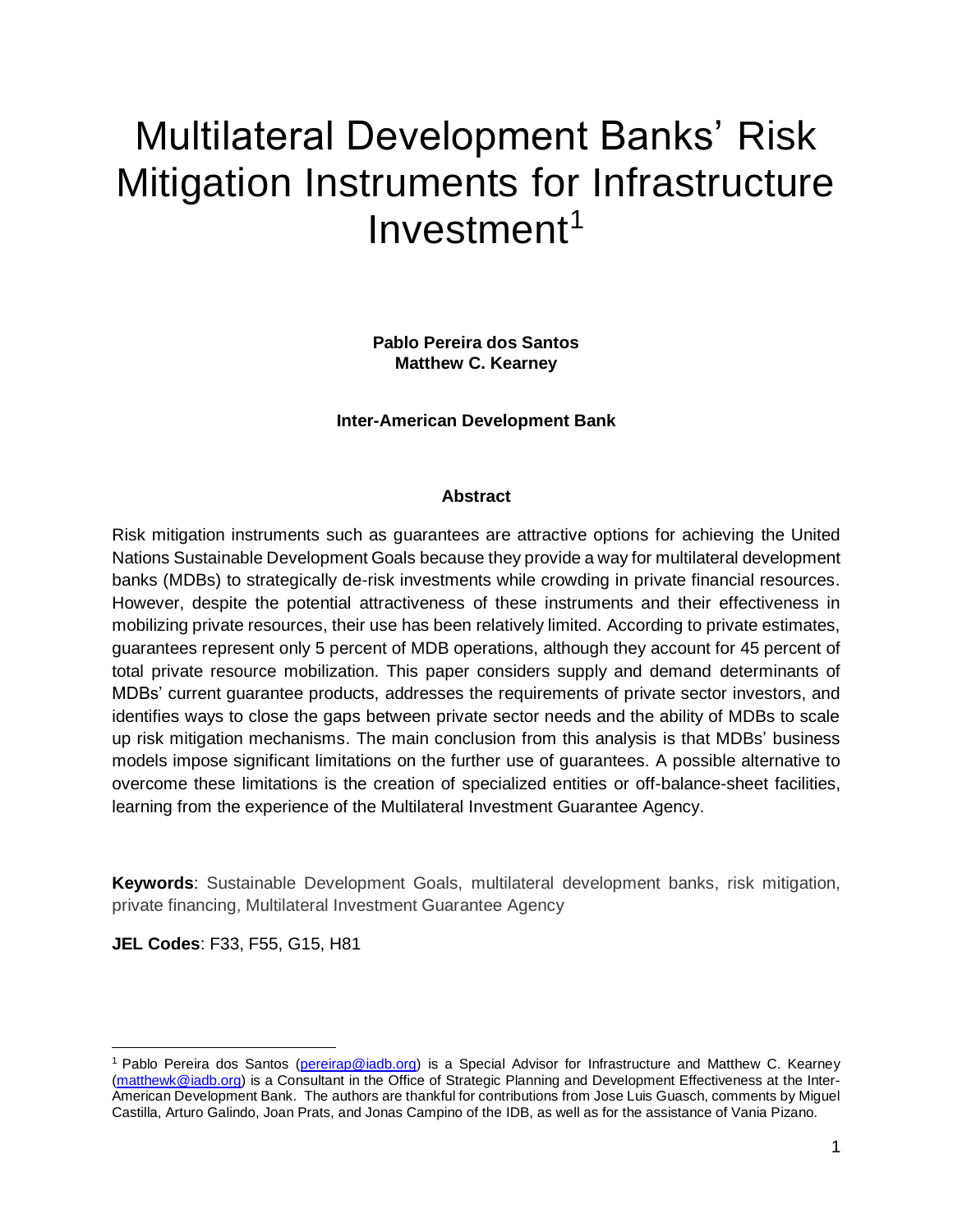# Multilateral Development Banks' Risk Mitigation Instruments for Infrastructure Investment[1]

**Pablo Pereira dos Santos**
**Matthew C. Kearney**

**Inter-American Development Bank**

**Abstract**

Risk mitigation instruments such as guarantees are attractive options for achieving the United Nations Sustainable Development Goals because they provide a way for multilateral development banks (MDBs) to strategically de-risk investments while crowding in private financial resources. However, despite the potential attractiveness of these instruments and their effectiveness in mobilizing private resources, their use has been relatively limited. According to private estimates, guarantees represent only 5 percent of MDB operations, although they account for 45 percent of total private resource mobilization. This paper considers supply and demand determinants of MDBs' current guarantee products, addresses the requirements of private sector investors, and identifies ways to close the gaps between private sector needs and the ability of MDBs to scale up risk mitigation mechanisms. The main conclusion from this analysis is that MDBs' business models impose significant limitations on the further use of guarantees. A possible alternative to overcome these limitations is the creation of specialized entities or off-balance-sheet facilities, learning from the experience of the Multilateral Investment Guarantee Agency.

**Keywords**: Sustainable Development Goals, multilateral development banks, risk mitigation, private financing, Multilateral Investment Guarantee Agency

**JEL Codes**: F33, F55, G15, H81

---

[1] Pablo Pereira dos Santos (pereirap@iadb.org) is a Special Advisor for Infrastructure and Matthew C. Kearney (matthewk@iadb.org) is a Consultant in the Office of Strategic Planning and Development Effectiveness at the Inter-American Development Bank. The authors are thankful for contributions from Jose Luis Guasch, comments by Miguel Castilla, Arturo Galindo, Joan Prats, and Jonas Campino of the IDB, as well as for the assistance of Vania Pizano.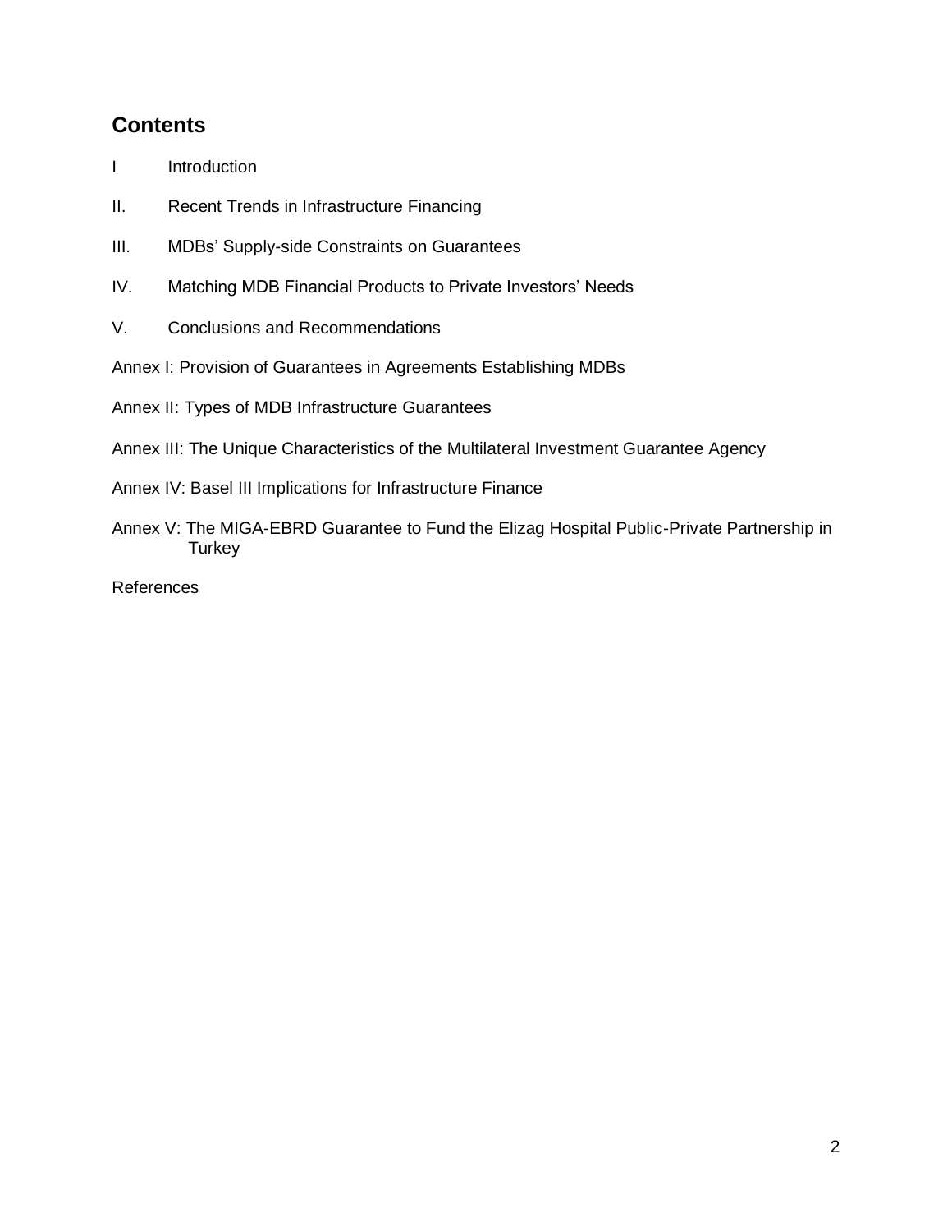## Contents

I Introduction

II. Recent Trends in Infrastructure Financing

III. MDBs' Supply-side Constraints on Guarantees

IV. Matching MDB Financial Products to Private Investors' Needs

V. Conclusions and Recommendations

Annex I: Provision of Guarantees in Agreements Establishing MDBs

Annex II: Types of MDB Infrastructure Guarantees

Annex III: The Unique Characteristics of the Multilateral Investment Guarantee Agency

Annex IV: Basel III Implications for Infrastructure Finance

Annex V: The MIGA-EBRD Guarantee to Fund the Elizag Hospital Public-Private Partnership in Turkey

References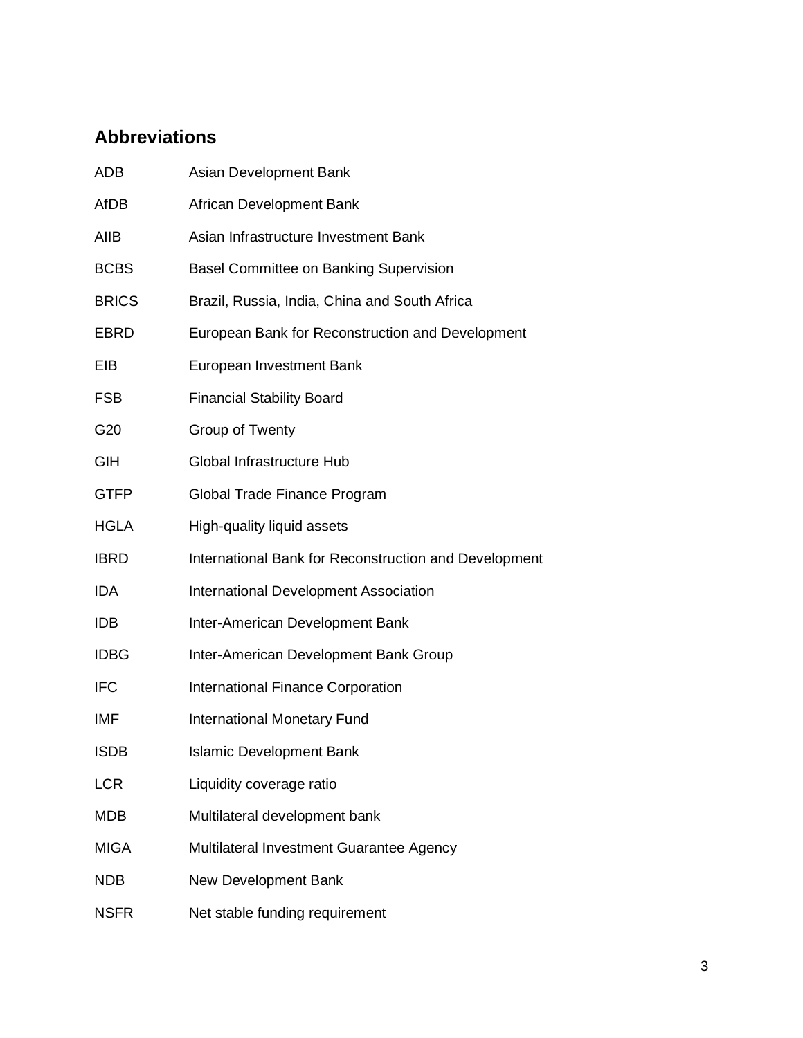## Abbreviations

| | |
|---|---|
| ADB | Asian Development Bank |
| AfDB | African Development Bank |
| AIIB | Asian Infrastructure Investment Bank |
| BCBS | Basel Committee on Banking Supervision |
| BRICS | Brazil, Russia, India, China and South Africa |
| EBRD | European Bank for Reconstruction and Development |
| EIB | European Investment Bank |
| FSB | Financial Stability Board |
| G20 | Group of Twenty |
| GIH | Global Infrastructure Hub |
| GTFP | Global Trade Finance Program |
| HGLA | High-quality liquid assets |
| IBRD | International Bank for Reconstruction and Development |
| IDA | International Development Association |
| IDB | Inter-American Development Bank |
| IDBG | Inter-American Development Bank Group |
| IFC | International Finance Corporation |
| IMF | International Monetary Fund |
| ISDB | Islamic Development Bank |
| LCR | Liquidity coverage ratio |
| MDB | Multilateral development bank |
| MIGA | Multilateral Investment Guarantee Agency |
| NDB | New Development Bank |
| NSFR | Net stable funding requirement |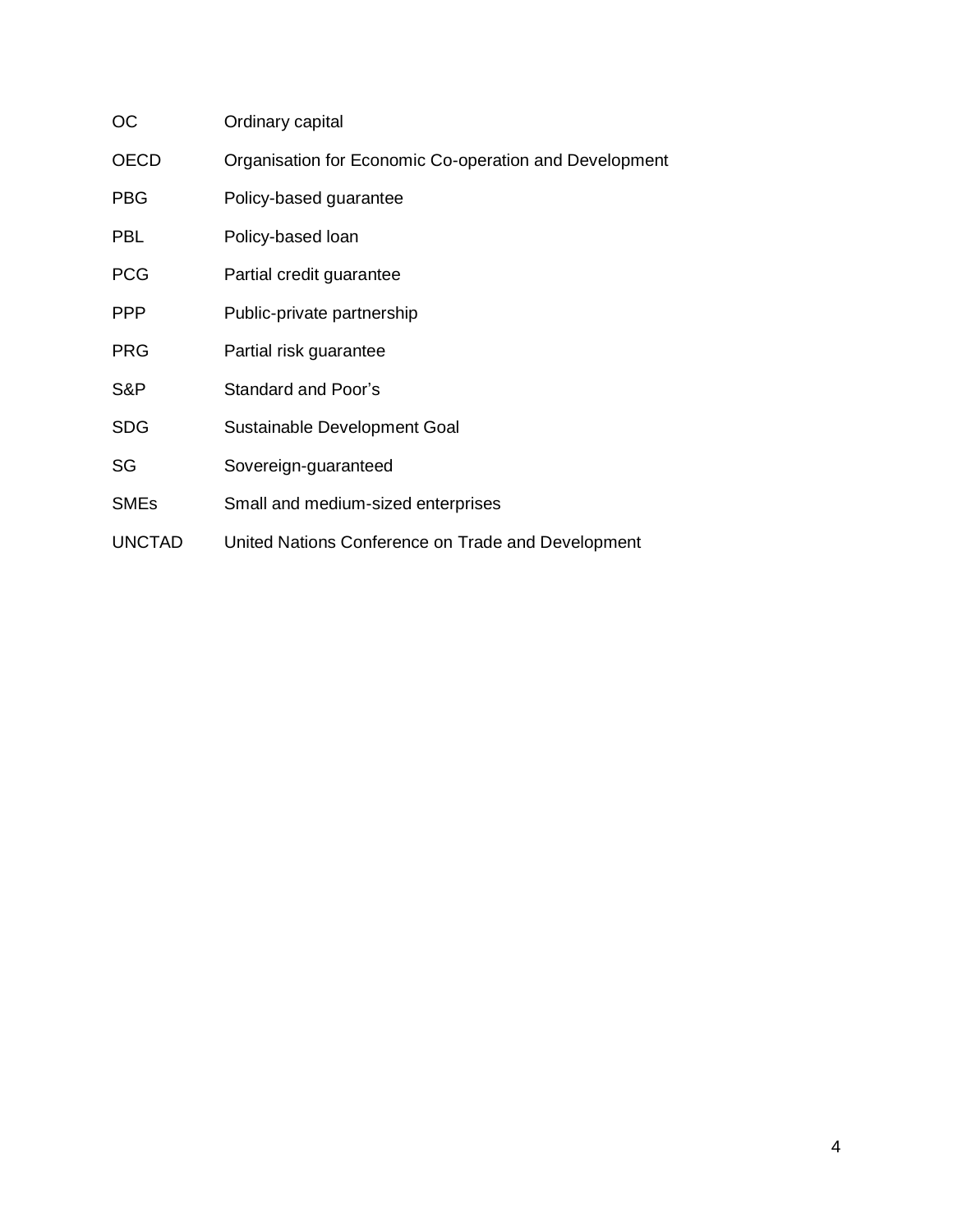| | |
|---|---|
| OC | Ordinary capital |
| OECD | Organisation for Economic Co-operation and Development |
| PBG | Policy-based guarantee |
| PBL | Policy-based loan |
| PCG | Partial credit guarantee |
| PPP | Public-private partnership |
| PRG | Partial risk guarantee |
| S&P | Standard and Poor’s |
| SDG | Sustainable Development Goal |
| SG | Sovereign-guaranteed |
| SMEs | Small and medium-sized enterprises |
| UNCTAD | United Nations Conference on Trade and Development |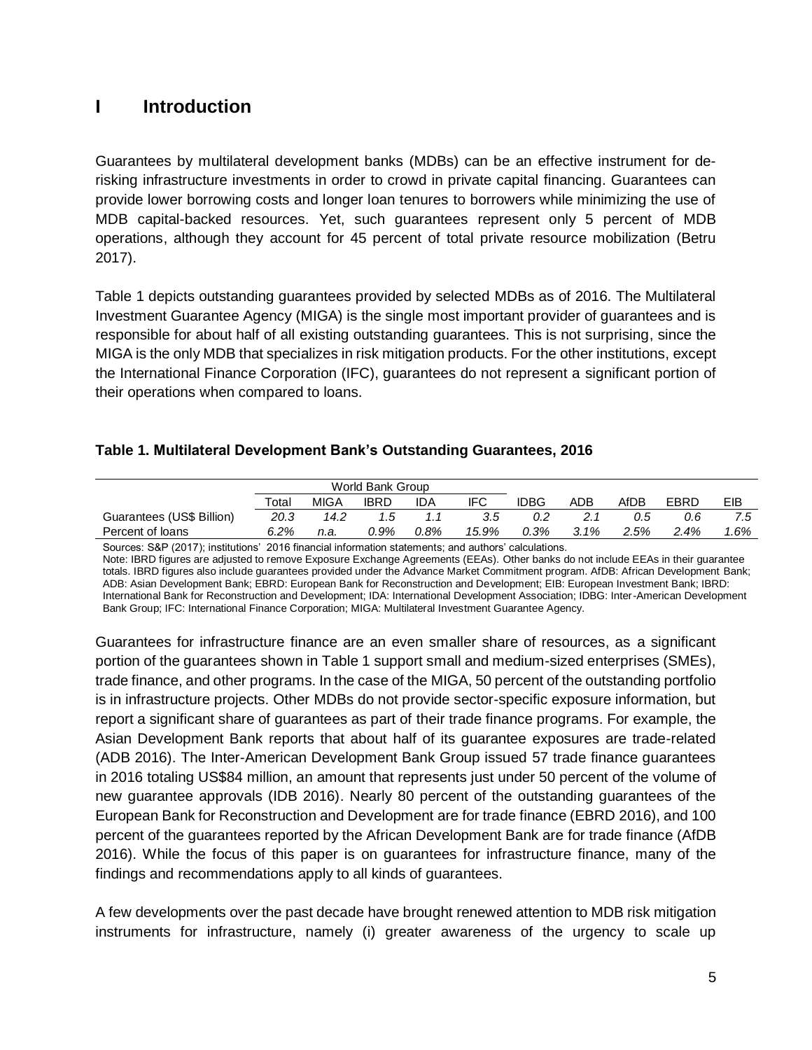# I Introduction

Guarantees by multilateral development banks (MDBs) can be an effective instrument for de-risking infrastructure investments in order to crowd in private capital financing. Guarantees can provide lower borrowing costs and longer loan tenures to borrowers while minimizing the use of MDB capital-backed resources. Yet, such guarantees represent only 5 percent of MDB operations, although they account for 45 percent of total private resource mobilization (Betru 2017).

Table 1 depicts outstanding guarantees provided by selected MDBs as of 2016. The Multilateral Investment Guarantee Agency (MIGA) is the single most important provider of guarantees and is responsible for about half of all existing outstanding guarantees. This is not surprising, since the MIGA is the only MDB that specializes in risk mitigation products. For the other institutions, except the International Finance Corporation (IFC), guarantees do not represent a significant portion of their operations when compared to loans.

**Table 1. Multilateral Development Bank's Outstanding Guarantees, 2016**

| | World Bank Group | | | | | | | | | |
|---|---|---|---|---|---|---|---|---|---|---|
| | Total | MIGA | IBRD | IDA | IFC | IDBG | ADB | AfDB | EBRD | EIB |
| Guarantees (US$ Billion) | *20.3* | *14.2* | *1.5* | *1.1* | *3.5* | *0.2* | *2.1* | *0.5* | *0.6* | *7.5* |
| Percent of loans | *6.2%* | *n.a.* | *0.9%* | *0.8%* | *15.9%* | *0.3%* | *3.1%* | *2.5%* | *2.4%* | *1.6%* |

Sources: S&P (2017); institutions' 2016 financial information statements; and authors' calculations.
Note: IBRD figures are adjusted to remove Exposure Exchange Agreements (EEAs). Other banks do not include EEAs in their guarantee totals. IBRD figures also include guarantees provided under the Advance Market Commitment program. AfDB: African Development Bank; ADB: Asian Development Bank; EBRD: European Bank for Reconstruction and Development; EIB: European Investment Bank; IBRD: International Bank for Reconstruction and Development; IDA: International Development Association; IDBG: Inter-American Development Bank Group; IFC: International Finance Corporation; MIGA: Multilateral Investment Guarantee Agency.

Guarantees for infrastructure finance are an even smaller share of resources, as a significant portion of the guarantees shown in Table 1 support small and medium-sized enterprises (SMEs), trade finance, and other programs. In the case of the MIGA, 50 percent of the outstanding portfolio is in infrastructure projects. Other MDBs do not provide sector-specific exposure information, but report a significant share of guarantees as part of their trade finance programs. For example, the Asian Development Bank reports that about half of its guarantee exposures are trade-related (ADB 2016). The Inter-American Development Bank Group issued 57 trade finance guarantees in 2016 totaling US$84 million, an amount that represents just under 50 percent of the volume of new guarantee approvals (IDB 2016). Nearly 80 percent of the outstanding guarantees of the European Bank for Reconstruction and Development are for trade finance (EBRD 2016), and 100 percent of the guarantees reported by the African Development Bank are for trade finance (AfDB 2016). While the focus of this paper is on guarantees for infrastructure finance, many of the findings and recommendations apply to all kinds of guarantees.

A few developments over the past decade have brought renewed attention to MDB risk mitigation instruments for infrastructure, namely (i) greater awareness of the urgency to scale up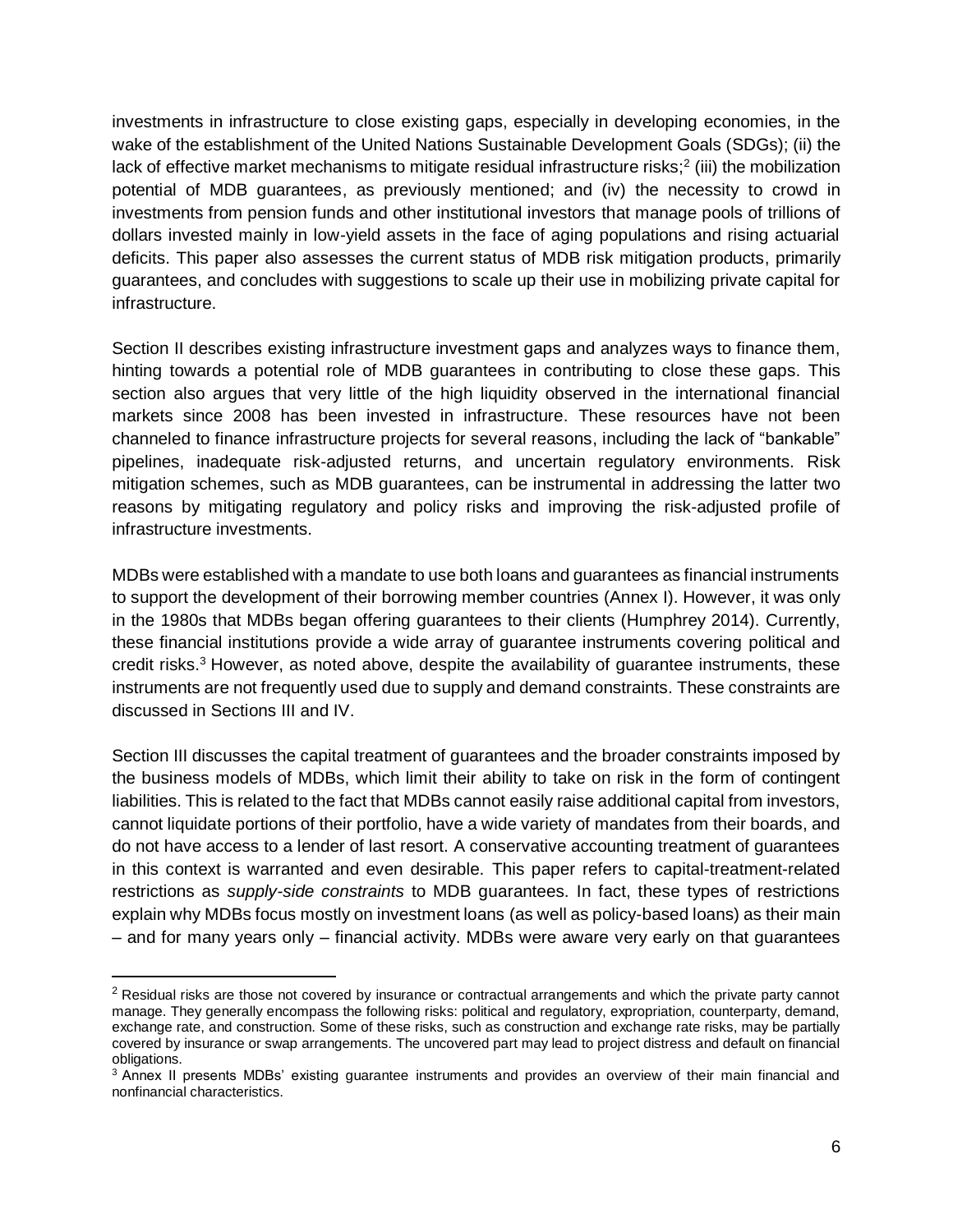investments in infrastructure to close existing gaps, especially in developing economies, in the wake of the establishment of the United Nations Sustainable Development Goals (SDGs); (ii) the lack of effective market mechanisms to mitigate residual infrastructure risks;[2] (iii) the mobilization potential of MDB guarantees, as previously mentioned; and (iv) the necessity to crowd in investments from pension funds and other institutional investors that manage pools of trillions of dollars invested mainly in low-yield assets in the face of aging populations and rising actuarial deficits. This paper also assesses the current status of MDB risk mitigation products, primarily guarantees, and concludes with suggestions to scale up their use in mobilizing private capital for infrastructure.

Section II describes existing infrastructure investment gaps and analyzes ways to finance them, hinting towards a potential role of MDB guarantees in contributing to close these gaps. This section also argues that very little of the high liquidity observed in the international financial markets since 2008 has been invested in infrastructure. These resources have not been channeled to finance infrastructure projects for several reasons, including the lack of "bankable" pipelines, inadequate risk-adjusted returns, and uncertain regulatory environments. Risk mitigation schemes, such as MDB guarantees, can be instrumental in addressing the latter two reasons by mitigating regulatory and policy risks and improving the risk-adjusted profile of infrastructure investments.

MDBs were established with a mandate to use both loans and guarantees as financial instruments to support the development of their borrowing member countries (Annex I). However, it was only in the 1980s that MDBs began offering guarantees to their clients (Humphrey 2014). Currently, these financial institutions provide a wide array of guarantee instruments covering political and credit risks.[3] However, as noted above, despite the availability of guarantee instruments, these instruments are not frequently used due to supply and demand constraints. These constraints are discussed in Sections III and IV.

Section III discusses the capital treatment of guarantees and the broader constraints imposed by the business models of MDBs, which limit their ability to take on risk in the form of contingent liabilities. This is related to the fact that MDBs cannot easily raise additional capital from investors, cannot liquidate portions of their portfolio, have a wide variety of mandates from their boards, and do not have access to a lender of last resort. A conservative accounting treatment of guarantees in this context is warranted and even desirable. This paper refers to capital-treatment-related restrictions as *supply-side constraints* to MDB guarantees. In fact, these types of restrictions explain why MDBs focus mostly on investment loans (as well as policy-based loans) as their main – and for many years only – financial activity. MDBs were aware very early on that guarantees

[2] Residual risks are those not covered by insurance or contractual arrangements and which the private party cannot manage. They generally encompass the following risks: political and regulatory, expropriation, counterparty, demand, exchange rate, and construction. Some of these risks, such as construction and exchange rate risks, may be partially covered by insurance or swap arrangements. The uncovered part may lead to project distress and default on financial obligations.

[3] Annex II presents MDBs' existing guarantee instruments and provides an overview of their main financial and nonfinancial characteristics.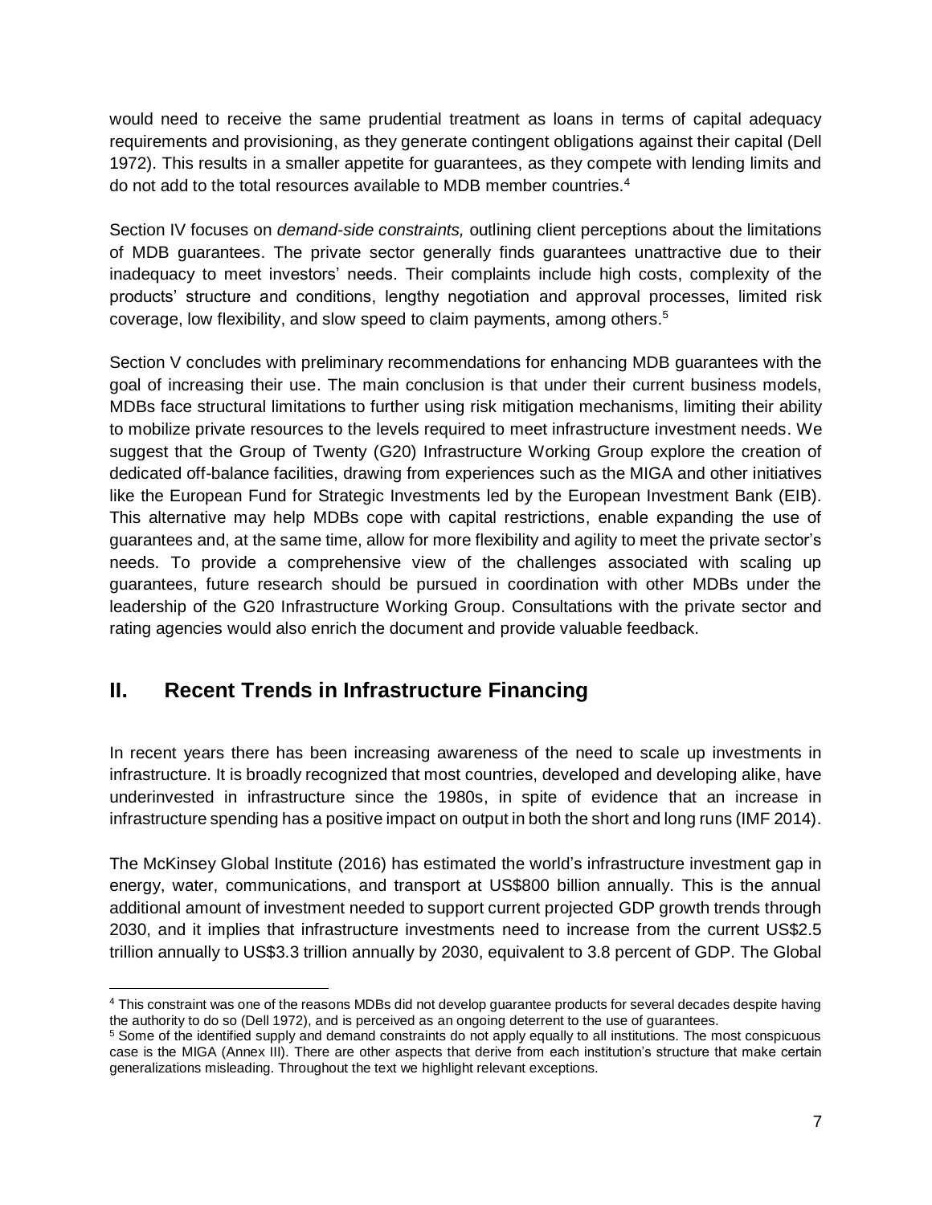would need to receive the same prudential treatment as loans in terms of capital adequacy requirements and provisioning, as they generate contingent obligations against their capital (Dell 1972). This results in a smaller appetite for guarantees, as they compete with lending limits and do not add to the total resources available to MDB member countries.[4]

Section IV focuses on *demand-side constraints,* outlining client perceptions about the limitations of MDB guarantees. The private sector generally finds guarantees unattractive due to their inadequacy to meet investors' needs. Their complaints include high costs, complexity of the products' structure and conditions, lengthy negotiation and approval processes, limited risk coverage, low flexibility, and slow speed to claim payments, among others.[5]

Section V concludes with preliminary recommendations for enhancing MDB guarantees with the goal of increasing their use. The main conclusion is that under their current business models, MDBs face structural limitations to further using risk mitigation mechanisms, limiting their ability to mobilize private resources to the levels required to meet infrastructure investment needs. We suggest that the Group of Twenty (G20) Infrastructure Working Group explore the creation of dedicated off-balance facilities, drawing from experiences such as the MIGA and other initiatives like the European Fund for Strategic Investments led by the European Investment Bank (EIB). This alternative may help MDBs cope with capital restrictions, enable expanding the use of guarantees and, at the same time, allow for more flexibility and agility to meet the private sector's needs. To provide a comprehensive view of the challenges associated with scaling up guarantees, future research should be pursued in coordination with other MDBs under the leadership of the G20 Infrastructure Working Group. Consultations with the private sector and rating agencies would also enrich the document and provide valuable feedback.

## II. Recent Trends in Infrastructure Financing

In recent years there has been increasing awareness of the need to scale up investments in infrastructure. It is broadly recognized that most countries, developed and developing alike, have underinvested in infrastructure since the 1980s, in spite of evidence that an increase in infrastructure spending has a positive impact on output in both the short and long runs (IMF 2014).

The McKinsey Global Institute (2016) has estimated the world's infrastructure investment gap in energy, water, communications, and transport at US$800 billion annually. This is the annual additional amount of investment needed to support current projected GDP growth trends through 2030, and it implies that infrastructure investments need to increase from the current US$2.5 trillion annually to US$3.3 trillion annually by 2030, equivalent to 3.8 percent of GDP. The Global

[4] This constraint was one of the reasons MDBs did not develop guarantee products for several decades despite having the authority to do so (Dell 1972), and is perceived as an ongoing deterrent to the use of guarantees.

[5] Some of the identified supply and demand constraints do not apply equally to all institutions. The most conspicuous case is the MIGA (Annex III). There are other aspects that derive from each institution's structure that make certain generalizations misleading. Throughout the text we highlight relevant exceptions.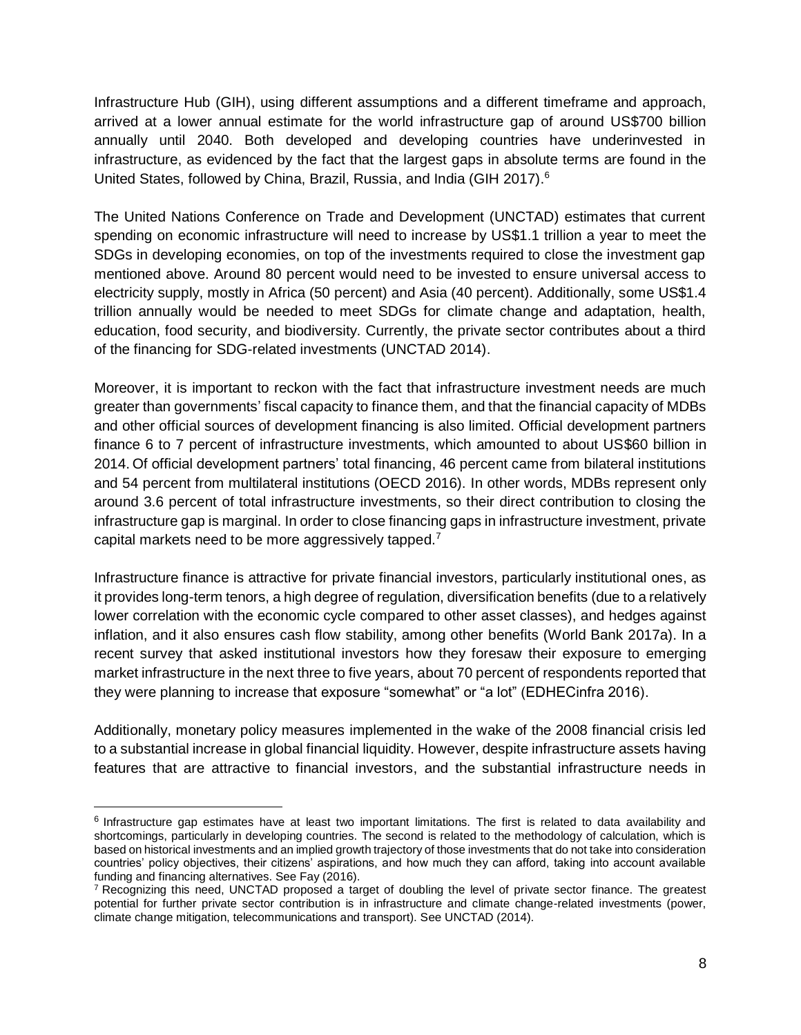Infrastructure Hub (GIH), using different assumptions and a different timeframe and approach, arrived at a lower annual estimate for the world infrastructure gap of around US$700 billion annually until 2040. Both developed and developing countries have underinvested in infrastructure, as evidenced by the fact that the largest gaps in absolute terms are found in the United States, followed by China, Brazil, Russia, and India (GIH 2017).[6]

The United Nations Conference on Trade and Development (UNCTAD) estimates that current spending on economic infrastructure will need to increase by US$1.1 trillion a year to meet the SDGs in developing economies, on top of the investments required to close the investment gap mentioned above. Around 80 percent would need to be invested to ensure universal access to electricity supply, mostly in Africa (50 percent) and Asia (40 percent). Additionally, some US$1.4 trillion annually would be needed to meet SDGs for climate change and adaptation, health, education, food security, and biodiversity. Currently, the private sector contributes about a third of the financing for SDG-related investments (UNCTAD 2014).

Moreover, it is important to reckon with the fact that infrastructure investment needs are much greater than governments' fiscal capacity to finance them, and that the financial capacity of MDBs and other official sources of development financing is also limited. Official development partners finance 6 to 7 percent of infrastructure investments, which amounted to about US$60 billion in 2014. Of official development partners' total financing, 46 percent came from bilateral institutions and 54 percent from multilateral institutions (OECD 2016). In other words, MDBs represent only around 3.6 percent of total infrastructure investments, so their direct contribution to closing the infrastructure gap is marginal. In order to close financing gaps in infrastructure investment, private capital markets need to be more aggressively tapped.[7]

Infrastructure finance is attractive for private financial investors, particularly institutional ones, as it provides long-term tenors, a high degree of regulation, diversification benefits (due to a relatively lower correlation with the economic cycle compared to other asset classes), and hedges against inflation, and it also ensures cash flow stability, among other benefits (World Bank 2017a). In a recent survey that asked institutional investors how they foresaw their exposure to emerging market infrastructure in the next three to five years, about 70 percent of respondents reported that they were planning to increase that exposure "somewhat" or "a lot" (EDHECinfra 2016).

Additionally, monetary policy measures implemented in the wake of the 2008 financial crisis led to a substantial increase in global financial liquidity. However, despite infrastructure assets having features that are attractive to financial investors, and the substantial infrastructure needs in

---

[6] Infrastructure gap estimates have at least two important limitations. The first is related to data availability and shortcomings, particularly in developing countries. The second is related to the methodology of calculation, which is based on historical investments and an implied growth trajectory of those investments that do not take into consideration countries' policy objectives, their citizens' aspirations, and how much they can afford, taking into account available funding and financing alternatives. See Fay (2016).

[7] Recognizing this need, UNCTAD proposed a target of doubling the level of private sector finance. The greatest potential for further private sector contribution is in infrastructure and climate change-related investments (power, climate change mitigation, telecommunications and transport). See UNCTAD (2014).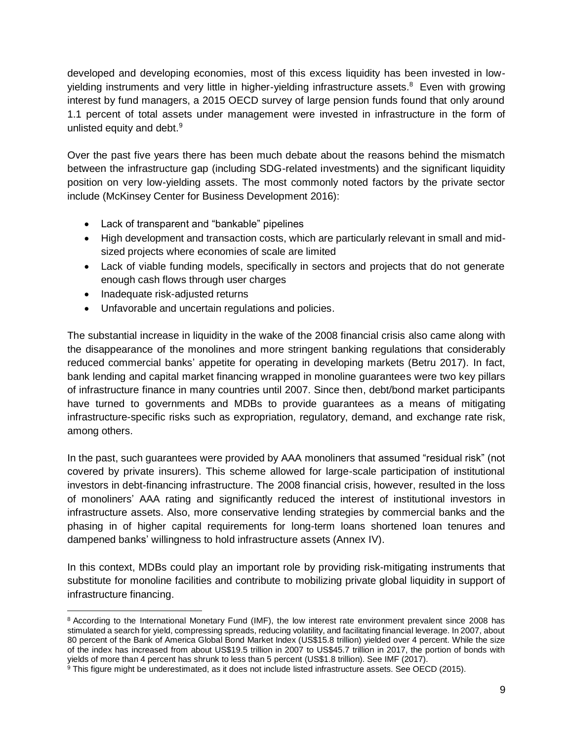developed and developing economies, most of this excess liquidity has been invested in low-yielding instruments and very little in higher-yielding infrastructure assets.[8] Even with growing interest by fund managers, a 2015 OECD survey of large pension funds found that only around 1.1 percent of total assets under management were invested in infrastructure in the form of unlisted equity and debt.[9]

Over the past five years there has been much debate about the reasons behind the mismatch between the infrastructure gap (including SDG-related investments) and the significant liquidity position on very low-yielding assets. The most commonly noted factors by the private sector include (McKinsey Center for Business Development 2016):

- Lack of transparent and "bankable" pipelines
- High development and transaction costs, which are particularly relevant in small and mid-sized projects where economies of scale are limited
- Lack of viable funding models, specifically in sectors and projects that do not generate enough cash flows through user charges
- Inadequate risk-adjusted returns
- Unfavorable and uncertain regulations and policies.

The substantial increase in liquidity in the wake of the 2008 financial crisis also came along with the disappearance of the monolines and more stringent banking regulations that considerably reduced commercial banks' appetite for operating in developing markets (Betru 2017). In fact, bank lending and capital market financing wrapped in monoline guarantees were two key pillars of infrastructure finance in many countries until 2007. Since then, debt/bond market participants have turned to governments and MDBs to provide guarantees as a means of mitigating infrastructure-specific risks such as expropriation, regulatory, demand, and exchange rate risk, among others.

In the past, such guarantees were provided by AAA monoliners that assumed "residual risk" (not covered by private insurers). This scheme allowed for large-scale participation of institutional investors in debt-financing infrastructure. The 2008 financial crisis, however, resulted in the loss of monoliners' AAA rating and significantly reduced the interest of institutional investors in infrastructure assets. Also, more conservative lending strategies by commercial banks and the phasing in of higher capital requirements for long-term loans shortened loan tenures and dampened banks' willingness to hold infrastructure assets (Annex IV).

In this context, MDBs could play an important role by providing risk-mitigating instruments that substitute for monoline facilities and contribute to mobilizing private global liquidity in support of infrastructure financing.

---

[8] According to the International Monetary Fund (IMF), the low interest rate environment prevalent since 2008 has stimulated a search for yield, compressing spreads, reducing volatility, and facilitating financial leverage. In 2007, about 80 percent of the Bank of America Global Bond Market Index (US$15.8 trillion) yielded over 4 percent. While the size of the index has increased from about US$19.5 trillion in 2007 to US$45.7 trillion in 2017, the portion of bonds with yields of more than 4 percent has shrunk to less than 5 percent (US$1.8 trillion). See IMF (2017).

[9] This figure might be underestimated, as it does not include listed infrastructure assets. See OECD (2015).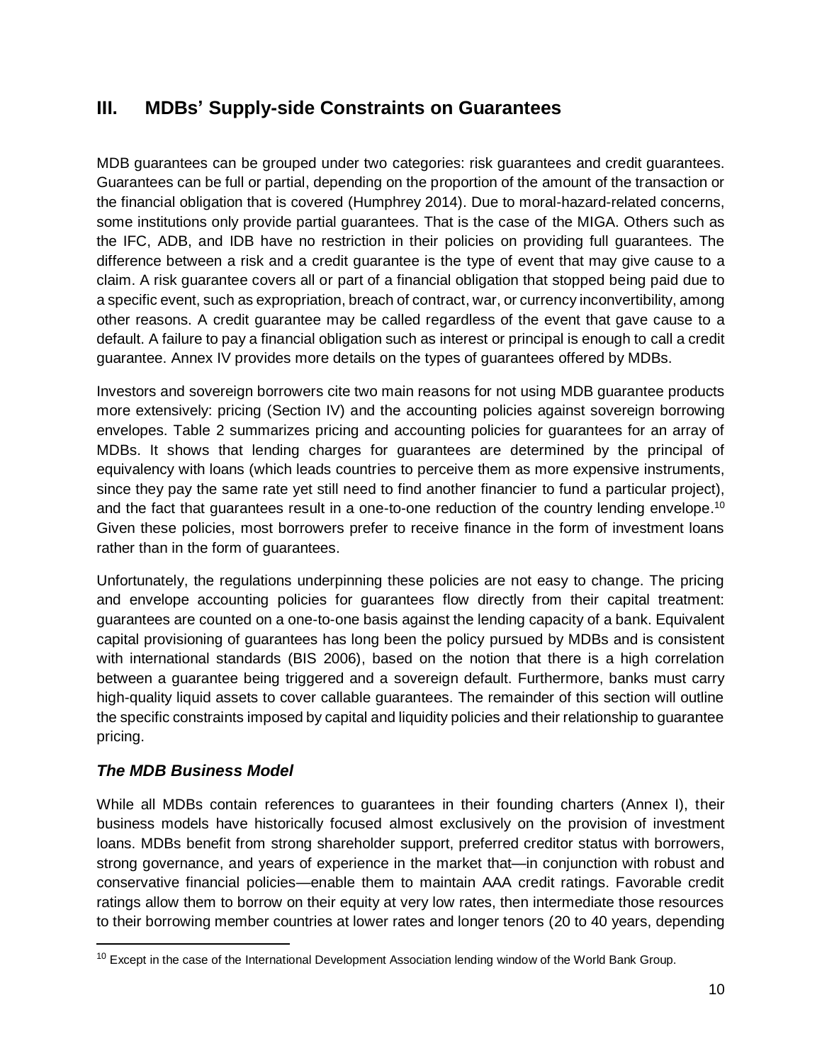## III. MDBs' Supply-side Constraints on Guarantees

MDB guarantees can be grouped under two categories: risk guarantees and credit guarantees. Guarantees can be full or partial, depending on the proportion of the amount of the transaction or the financial obligation that is covered (Humphrey 2014). Due to moral-hazard-related concerns, some institutions only provide partial guarantees. That is the case of the MIGA. Others such as the IFC, ADB, and IDB have no restriction in their policies on providing full guarantees. The difference between a risk and a credit guarantee is the type of event that may give cause to a claim. A risk guarantee covers all or part of a financial obligation that stopped being paid due to a specific event, such as expropriation, breach of contract, war, or currency inconvertibility, among other reasons. A credit guarantee may be called regardless of the event that gave cause to a default. A failure to pay a financial obligation such as interest or principal is enough to call a credit guarantee. Annex IV provides more details on the types of guarantees offered by MDBs.

Investors and sovereign borrowers cite two main reasons for not using MDB guarantee products more extensively: pricing (Section IV) and the accounting policies against sovereign borrowing envelopes. Table 2 summarizes pricing and accounting policies for guarantees for an array of MDBs. It shows that lending charges for guarantees are determined by the principal of equivalency with loans (which leads countries to perceive them as more expensive instruments, since they pay the same rate yet still need to find another financier to fund a particular project), and the fact that guarantees result in a one-to-one reduction of the country lending envelope.[10] Given these policies, most borrowers prefer to receive finance in the form of investment loans rather than in the form of guarantees.

Unfortunately, the regulations underpinning these policies are not easy to change. The pricing and envelope accounting policies for guarantees flow directly from their capital treatment: guarantees are counted on a one-to-one basis against the lending capacity of a bank. Equivalent capital provisioning of guarantees has long been the policy pursued by MDBs and is consistent with international standards (BIS 2006), based on the notion that there is a high correlation between a guarantee being triggered and a sovereign default. Furthermore, banks must carry high-quality liquid assets to cover callable guarantees. The remainder of this section will outline the specific constraints imposed by capital and liquidity policies and their relationship to guarantee pricing.

### *The MDB Business Model*

While all MDBs contain references to guarantees in their founding charters (Annex I), their business models have historically focused almost exclusively on the provision of investment loans. MDBs benefit from strong shareholder support, preferred creditor status with borrowers, strong governance, and years of experience in the market that—in conjunction with robust and conservative financial policies—enable them to maintain AAA credit ratings. Favorable credit ratings allow them to borrow on their equity at very low rates, then intermediate those resources to their borrowing member countries at lower rates and longer tenors (20 to 40 years, depending

[10] Except in the case of the International Development Association lending window of the World Bank Group.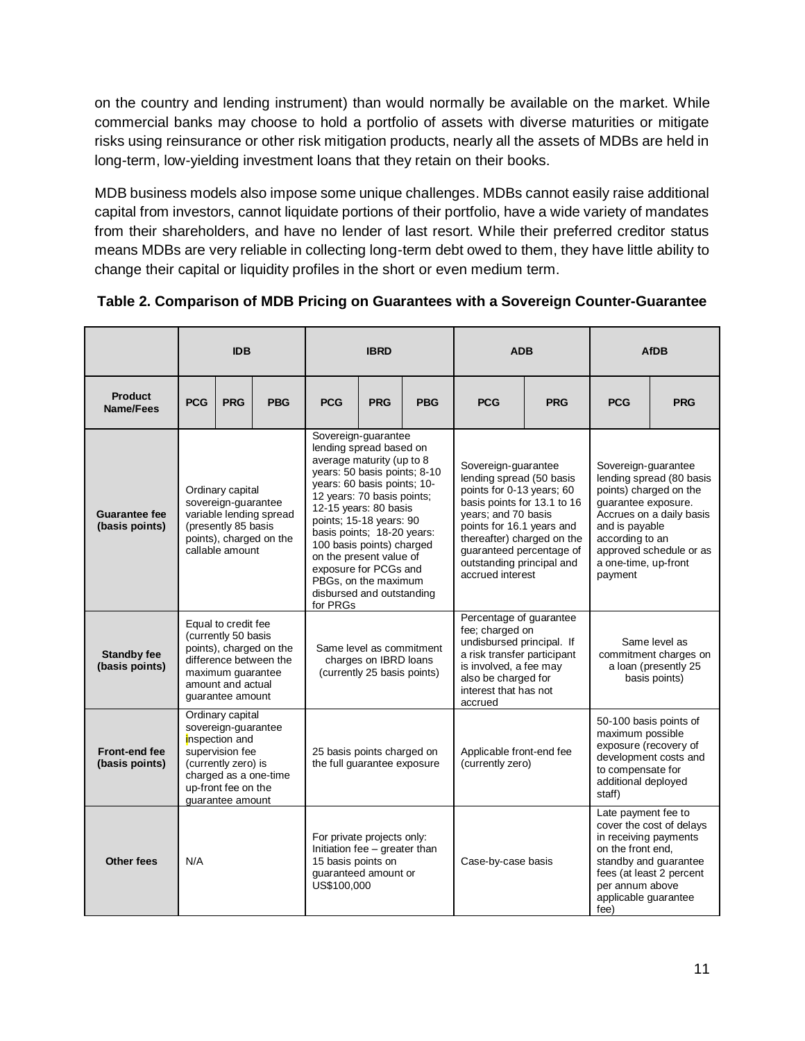on the country and lending instrument) than would normally be available on the market. While commercial banks may choose to hold a portfolio of assets with diverse maturities or mitigate risks using reinsurance or other risk mitigation products, nearly all the assets of MDBs are held in long-term, low-yielding investment loans that they retain on their books.

MDB business models also impose some unique challenges. MDBs cannot easily raise additional capital from investors, cannot liquidate portions of their portfolio, have a wide variety of mandates from their shareholders, and have no lender of last resort. While their preferred creditor status means MDBs are very reliable in collecting long-term debt owed to them, they have little ability to change their capital or liquidity profiles in the short or even medium term.

**Table 2. Comparison of MDB Pricing on Guarantees with a Sovereign Counter-Guarantee**

| | IDB | | | IBRD | | | ADB | | AfDB | |
|---|---|---|---|---|---|---|---|---|---|---|
| **Product Name/Fees** | **PCG** | **PRG** | **PBG** | **PCG** | **PRG** | **PBG** | **PCG** | **PRG** | **PCG** | **PRG** |
| **Guarantee fee (basis points)** | Ordinary capital sovereign-guarantee variable lending spread (presently 85 basis points), charged on the callable amount | | | Sovereign-guarantee lending spread based on average maturity (up to 8 years: 50 basis points; 8-10 years: 60 basis points; 10-12 years: 70 basis points; 12-15 years: 80 basis points; 15-18 years: 90 basis points; 18-20 years: 100 basis points) charged on the present value of exposure for PCGs and PBGs, on the maximum disbursed and outstanding for PRGs | | | Sovereign-guarantee lending spread (50 basis points for 0-13 years; 60 basis points for 13.1 to 16 years; and 70 basis points for 16.1 years and thereafter) charged on the guaranteed percentage of outstanding principal and accrued interest | | Sovereign-guarantee lending spread (80 basis points) charged on the guarantee exposure. Accrues on a daily basis and is payable according to an approved schedule or as a one-time, up-front payment | |
| **Standby fee (basis points)** | Equal to credit fee (currently 50 basis points), charged on the difference between the maximum guarantee amount and actual guarantee amount | | | Same level as commitment charges on IBRD loans (currently 25 basis points) | | | Percentage of guarantee fee; charged on undisbursed principal. If a risk transfer participant is involved, a fee may also be charged for interest that has not accrued | | Same level as commitment charges on a loan (presently 25 basis points) | |
| **Front-end fee (basis points)** | Ordinary capital sovereign-guarantee inspection and supervision fee (currently zero) is charged as a one-time up-front fee on the guarantee amount | | | 25 basis points charged on the full guarantee exposure | | | Applicable front-end fee (currently zero) | | 50-100 basis points of maximum possible exposure (recovery of development costs and to compensate for additional deployed staff) | |
| **Other fees** | N/A | | | For private projects only: Initiation fee – greater than 15 basis points on guaranteed amount or US$100,000 | | | Case-by-case basis | | Late payment fee to cover the cost of delays in receiving payments on the front end, standby and guarantee fees (at least 2 percent per annum above applicable guarantee fee) | |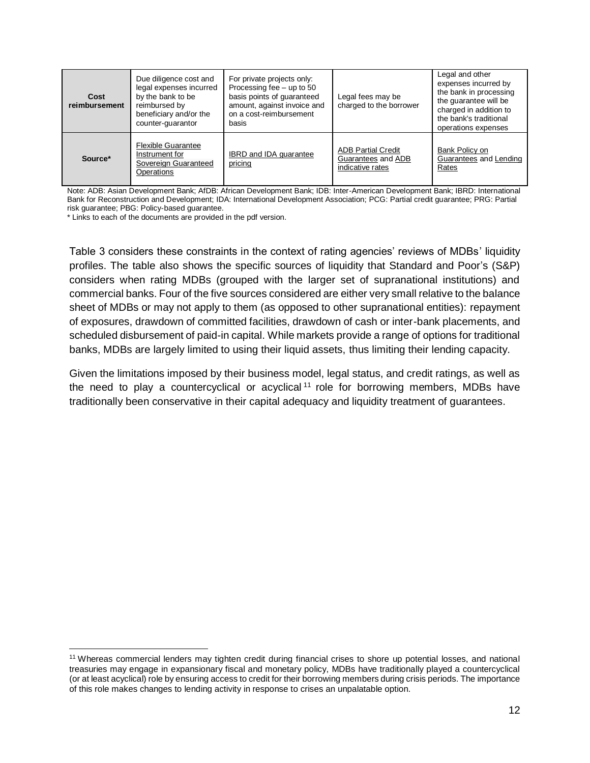| Cost reimbursement | Due diligence cost and legal expenses incurred by the bank to be reimbursed by beneficiary and/or the counter-guarantor | For private projects only: Processing fee – up to 50 basis points of guaranteed amount, against invoice and on a cost-reimbursement basis | Legal fees may be charged to the borrower | Legal and other expenses incurred by the bank in processing the guarantee will be charged in addition to the bank's traditional operations expenses |
|---|---|---|---|---|
| **Source*** | Flexible Guarantee Instrument for Sovereign Guaranteed Operations | IBRD and IDA guarantee pricing | ADB Partial Credit Guarantees and ADB indicative rates | Bank Policy on Guarantees and Lending Rates |

Note: ADB: Asian Development Bank; AfDB: African Development Bank; IDB: Inter-American Development Bank; IBRD: International Bank for Reconstruction and Development; IDA: International Development Association; PCG: Partial credit guarantee; PRG: Partial risk guarantee; PBG: Policy-based guarantee.
* Links to each of the documents are provided in the pdf version.

Table 3 considers these constraints in the context of rating agencies' reviews of MDBs' liquidity profiles. The table also shows the specific sources of liquidity that Standard and Poor's (S&P) considers when rating MDBs (grouped with the larger set of supranational institutions) and commercial banks. Four of the five sources considered are either very small relative to the balance sheet of MDBs or may not apply to them (as opposed to other supranational entities): repayment of exposures, drawdown of committed facilities, drawdown of cash or inter-bank placements, and scheduled disbursement of paid-in capital. While markets provide a range of options for traditional banks, MDBs are largely limited to using their liquid assets, thus limiting their lending capacity.

Given the limitations imposed by their business model, legal status, and credit ratings, as well as the need to play a countercyclical or acyclical[11] role for borrowing members, MDBs have traditionally been conservative in their capital adequacy and liquidity treatment of guarantees.

[11] Whereas commercial lenders may tighten credit during financial crises to shore up potential losses, and national treasuries may engage in expansionary fiscal and monetary policy, MDBs have traditionally played a countercyclical (or at least acyclical) role by ensuring access to credit for their borrowing members during crisis periods. The importance of this role makes changes to lending activity in response to crises an unpalatable option.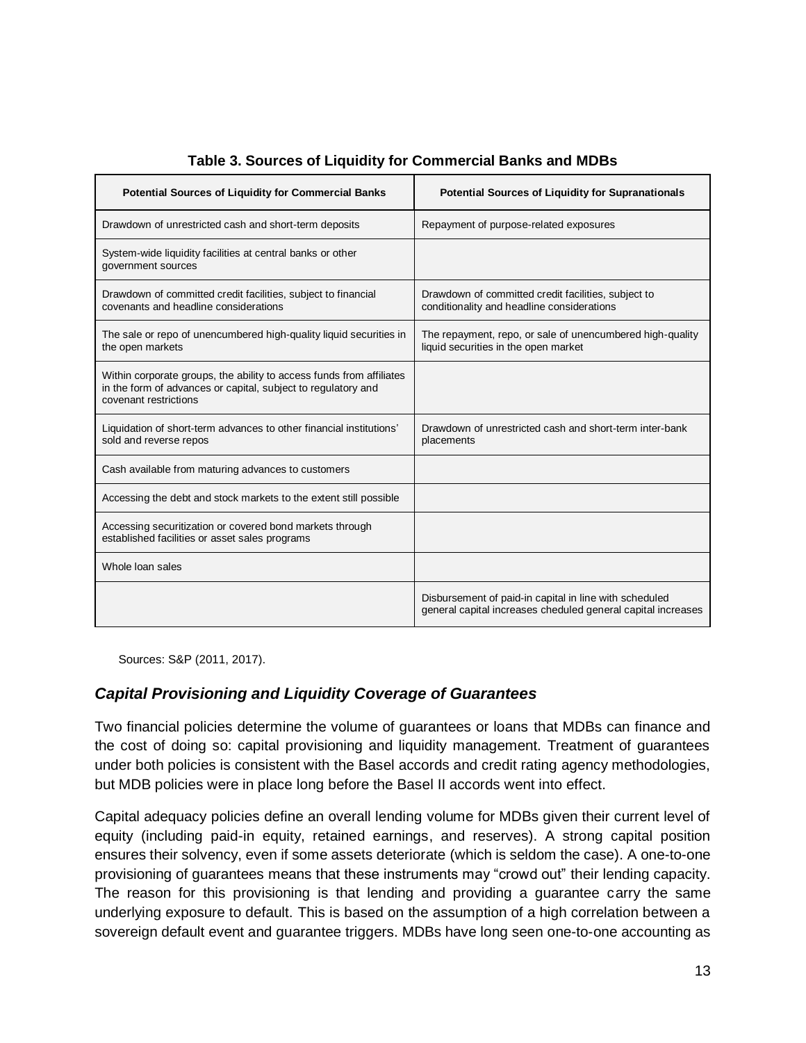**Table 3. Sources of Liquidity for Commercial Banks and MDBs**

| Potential Sources of Liquidity for Commercial Banks | Potential Sources of Liquidity for Supranationals |
|---|---|
| Drawdown of unrestricted cash and short-term deposits | Repayment of purpose-related exposures |
| System-wide liquidity facilities at central banks or other government sources | |
| Drawdown of committed credit facilities, subject to financial covenants and headline considerations | Drawdown of committed credit facilities, subject to conditionality and headline considerations |
| The sale or repo of unencumbered high-quality liquid securities in the open markets | The repayment, repo, or sale of unencumbered high-quality liquid securities in the open market |
| Within corporate groups, the ability to access funds from affiliates in the form of advances or capital, subject to regulatory and covenant restrictions | |
| Liquidation of short-term advances to other financial institutions' sold and reverse repos | Drawdown of unrestricted cash and short-term inter-bank placements |
| Cash available from maturing advances to customers | |
| Accessing the debt and stock markets to the extent still possible | |
| Accessing securitization or covered bond markets through established facilities or asset sales programs | |
| Whole loan sales | |
| | Disbursement of paid-in capital in line with scheduled general capital increases cheduled general capital increases |

Sources: S&P (2011, 2017).

### *Capital Provisioning and Liquidity Coverage of Guarantees*

Two financial policies determine the volume of guarantees or loans that MDBs can finance and the cost of doing so: capital provisioning and liquidity management. Treatment of guarantees under both policies is consistent with the Basel accords and credit rating agency methodologies, but MDB policies were in place long before the Basel II accords went into effect.

Capital adequacy policies define an overall lending volume for MDBs given their current level of equity (including paid-in equity, retained earnings, and reserves). A strong capital position ensures their solvency, even if some assets deteriorate (which is seldom the case). A one-to-one provisioning of guarantees means that these instruments may "crowd out" their lending capacity. The reason for this provisioning is that lending and providing a guarantee carry the same underlying exposure to default. This is based on the assumption of a high correlation between a sovereign default event and guarantee triggers. MDBs have long seen one-to-one accounting as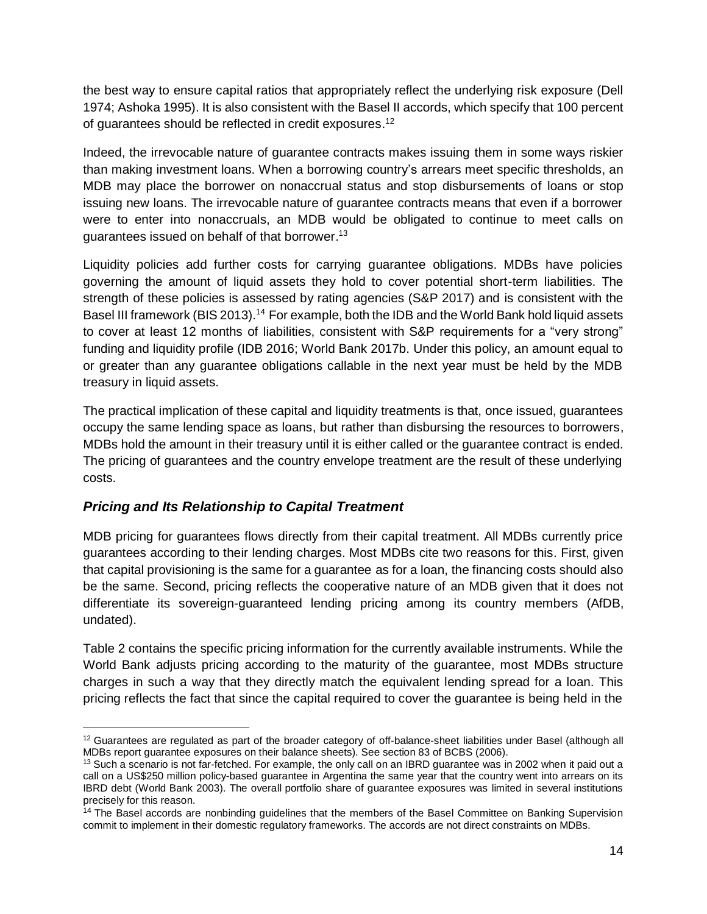the best way to ensure capital ratios that appropriately reflect the underlying risk exposure (Dell 1974; Ashoka 1995). It is also consistent with the Basel II accords, which specify that 100 percent of guarantees should be reflected in credit exposures.[12]

Indeed, the irrevocable nature of guarantee contracts makes issuing them in some ways riskier than making investment loans. When a borrowing country's arrears meet specific thresholds, an MDB may place the borrower on nonaccrual status and stop disbursements of loans or stop issuing new loans. The irrevocable nature of guarantee contracts means that even if a borrower were to enter into nonaccruals, an MDB would be obligated to continue to meet calls on guarantees issued on behalf of that borrower.[13]

Liquidity policies add further costs for carrying guarantee obligations. MDBs have policies governing the amount of liquid assets they hold to cover potential short-term liabilities. The strength of these policies is assessed by rating agencies (S&P 2017) and is consistent with the Basel III framework (BIS 2013).[14] For example, both the IDB and the World Bank hold liquid assets to cover at least 12 months of liabilities, consistent with S&P requirements for a "very strong" funding and liquidity profile (IDB 2016; World Bank 2017b. Under this policy, an amount equal to or greater than any guarantee obligations callable in the next year must be held by the MDB treasury in liquid assets.

The practical implication of these capital and liquidity treatments is that, once issued, guarantees occupy the same lending space as loans, but rather than disbursing the resources to borrowers, MDBs hold the amount in their treasury until it is either called or the guarantee contract is ended. The pricing of guarantees and the country envelope treatment are the result of these underlying costs.

### *Pricing and Its Relationship to Capital Treatment*

MDB pricing for guarantees flows directly from their capital treatment. All MDBs currently price guarantees according to their lending charges. Most MDBs cite two reasons for this. First, given that capital provisioning is the same for a guarantee as for a loan, the financing costs should also be the same. Second, pricing reflects the cooperative nature of an MDB given that it does not differentiate its sovereign-guaranteed lending pricing among its country members (AfDB, undated).

Table 2 contains the specific pricing information for the currently available instruments. While the World Bank adjusts pricing according to the maturity of the guarantee, most MDBs structure charges in such a way that they directly match the equivalent lending spread for a loan. This pricing reflects the fact that since the capital required to cover the guarantee is being held in the

---

[12] Guarantees are regulated as part of the broader category of off-balance-sheet liabilities under Basel (although all MDBs report guarantee exposures on their balance sheets). See section 83 of BCBS (2006).

[13] Such a scenario is not far-fetched. For example, the only call on an IBRD guarantee was in 2002 when it paid out a call on a US$250 million policy-based guarantee in Argentina the same year that the country went into arrears on its IBRD debt (World Bank 2003). The overall portfolio share of guarantee exposures was limited in several institutions precisely for this reason.

[14] The Basel accords are nonbinding guidelines that the members of the Basel Committee on Banking Supervision commit to implement in their domestic regulatory frameworks. The accords are not direct constraints on MDBs.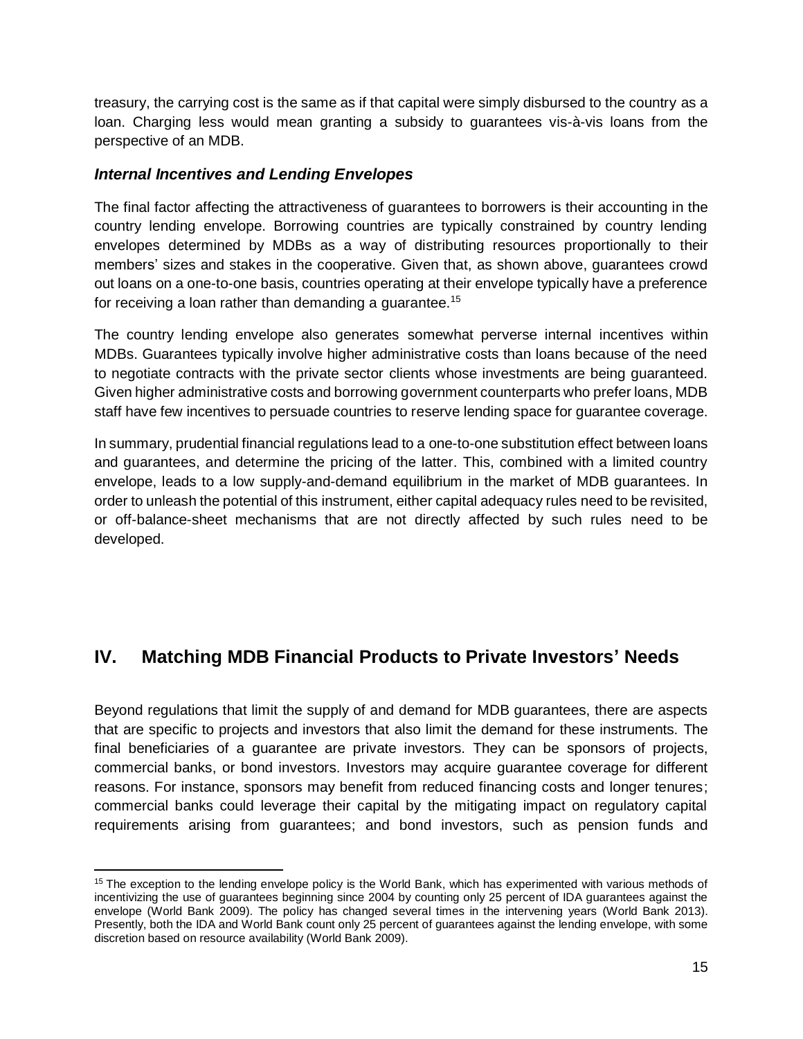treasury, the carrying cost is the same as if that capital were simply disbursed to the country as a loan. Charging less would mean granting a subsidy to guarantees vis-à-vis loans from the perspective of an MDB.

### *Internal Incentives and Lending Envelopes*

The final factor affecting the attractiveness of guarantees to borrowers is their accounting in the country lending envelope. Borrowing countries are typically constrained by country lending envelopes determined by MDBs as a way of distributing resources proportionally to their members' sizes and stakes in the cooperative. Given that, as shown above, guarantees crowd out loans on a one-to-one basis, countries operating at their envelope typically have a preference for receiving a loan rather than demanding a guarantee.[15]

The country lending envelope also generates somewhat perverse internal incentives within MDBs. Guarantees typically involve higher administrative costs than loans because of the need to negotiate contracts with the private sector clients whose investments are being guaranteed. Given higher administrative costs and borrowing government counterparts who prefer loans, MDB staff have few incentives to persuade countries to reserve lending space for guarantee coverage.

In summary, prudential financial regulations lead to a one-to-one substitution effect between loans and guarantees, and determine the pricing of the latter. This, combined with a limited country envelope, leads to a low supply-and-demand equilibrium in the market of MDB guarantees. In order to unleash the potential of this instrument, either capital adequacy rules need to be revisited, or off-balance-sheet mechanisms that are not directly affected by such rules need to be developed.

## IV. Matching MDB Financial Products to Private Investors' Needs

Beyond regulations that limit the supply of and demand for MDB guarantees, there are aspects that are specific to projects and investors that also limit the demand for these instruments. The final beneficiaries of a guarantee are private investors. They can be sponsors of projects, commercial banks, or bond investors. Investors may acquire guarantee coverage for different reasons. For instance, sponsors may benefit from reduced financing costs and longer tenures; commercial banks could leverage their capital by the mitigating impact on regulatory capital requirements arising from guarantees; and bond investors, such as pension funds and

---

[15] The exception to the lending envelope policy is the World Bank, which has experimented with various methods of incentivizing the use of guarantees beginning since 2004 by counting only 25 percent of IDA guarantees against the envelope (World Bank 2009). The policy has changed several times in the intervening years (World Bank 2013). Presently, both the IDA and World Bank count only 25 percent of guarantees against the lending envelope, with some discretion based on resource availability (World Bank 2009).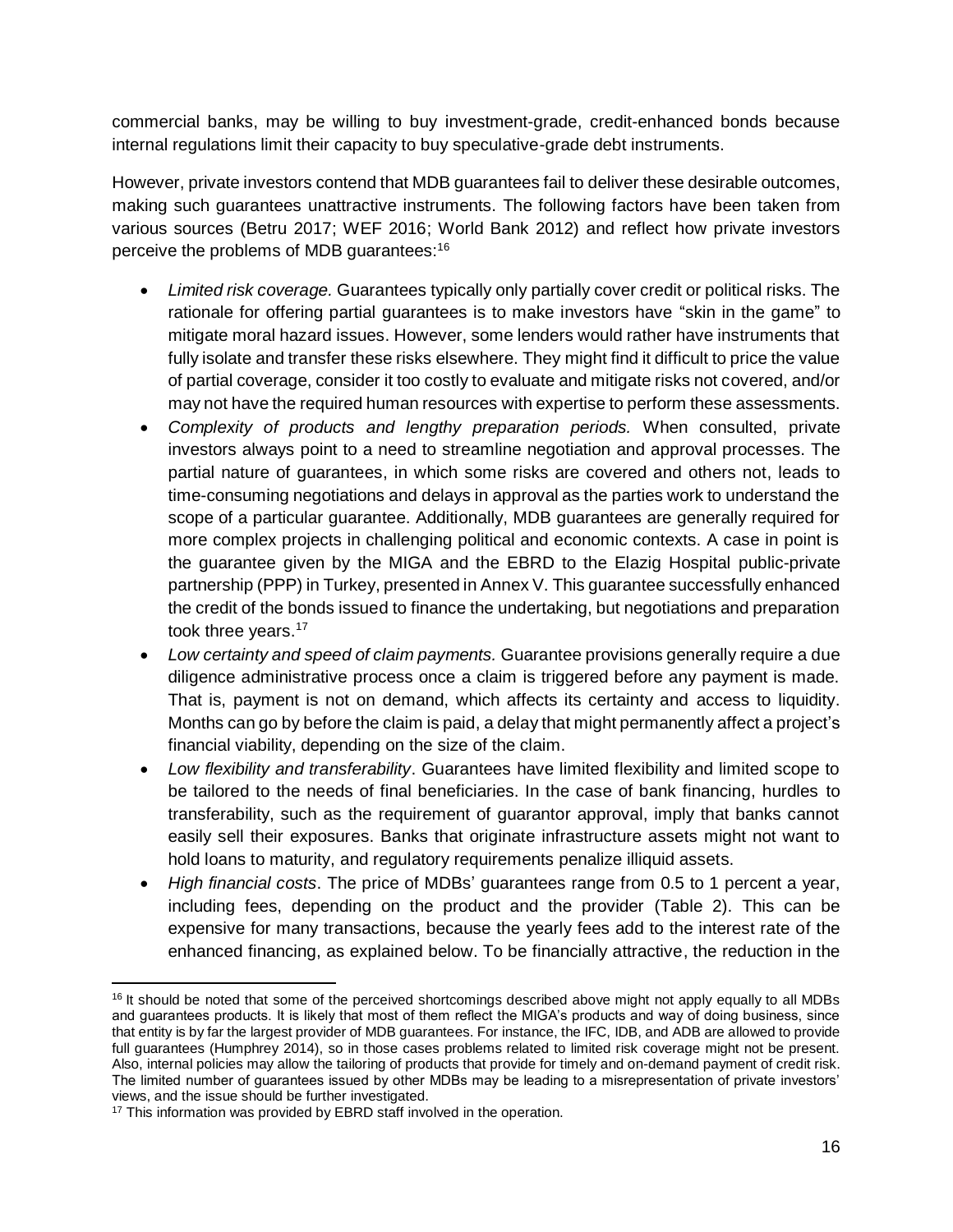commercial banks, may be willing to buy investment-grade, credit-enhanced bonds because internal regulations limit their capacity to buy speculative-grade debt instruments.

However, private investors contend that MDB guarantees fail to deliver these desirable outcomes, making such guarantees unattractive instruments. The following factors have been taken from various sources (Betru 2017; WEF 2016; World Bank 2012) and reflect how private investors perceive the problems of MDB guarantees:[16]

- *Limited risk coverage.* Guarantees typically only partially cover credit or political risks. The rationale for offering partial guarantees is to make investors have "skin in the game" to mitigate moral hazard issues. However, some lenders would rather have instruments that fully isolate and transfer these risks elsewhere. They might find it difficult to price the value of partial coverage, consider it too costly to evaluate and mitigate risks not covered, and/or may not have the required human resources with expertise to perform these assessments.
- *Complexity of products and lengthy preparation periods.* When consulted, private investors always point to a need to streamline negotiation and approval processes. The partial nature of guarantees, in which some risks are covered and others not, leads to time-consuming negotiations and delays in approval as the parties work to understand the scope of a particular guarantee. Additionally, MDB guarantees are generally required for more complex projects in challenging political and economic contexts. A case in point is the guarantee given by the MIGA and the EBRD to the Elazig Hospital public-private partnership (PPP) in Turkey, presented in Annex V. This guarantee successfully enhanced the credit of the bonds issued to finance the undertaking, but negotiations and preparation took three years.[17]
- *Low certainty and speed of claim payments.* Guarantee provisions generally require a due diligence administrative process once a claim is triggered before any payment is made. That is, payment is not on demand, which affects its certainty and access to liquidity. Months can go by before the claim is paid, a delay that might permanently affect a project's financial viability, depending on the size of the claim.
- *Low flexibility and transferability*. Guarantees have limited flexibility and limited scope to be tailored to the needs of final beneficiaries. In the case of bank financing, hurdles to transferability, such as the requirement of guarantor approval, imply that banks cannot easily sell their exposures. Banks that originate infrastructure assets might not want to hold loans to maturity, and regulatory requirements penalize illiquid assets.
- *High financial costs*. The price of MDBs' guarantees range from 0.5 to 1 percent a year, including fees, depending on the product and the provider (Table 2). This can be expensive for many transactions, because the yearly fees add to the interest rate of the enhanced financing, as explained below. To be financially attractive, the reduction in the

[16] It should be noted that some of the perceived shortcomings described above might not apply equally to all MDBs and guarantees products. It is likely that most of them reflect the MIGA's products and way of doing business, since that entity is by far the largest provider of MDB guarantees. For instance, the IFC, IDB, and ADB are allowed to provide full guarantees (Humphrey 2014), so in those cases problems related to limited risk coverage might not be present. Also, internal policies may allow the tailoring of products that provide for timely and on-demand payment of credit risk. The limited number of guarantees issued by other MDBs may be leading to a misrepresentation of private investors' views, and the issue should be further investigated.

[17] This information was provided by EBRD staff involved in the operation.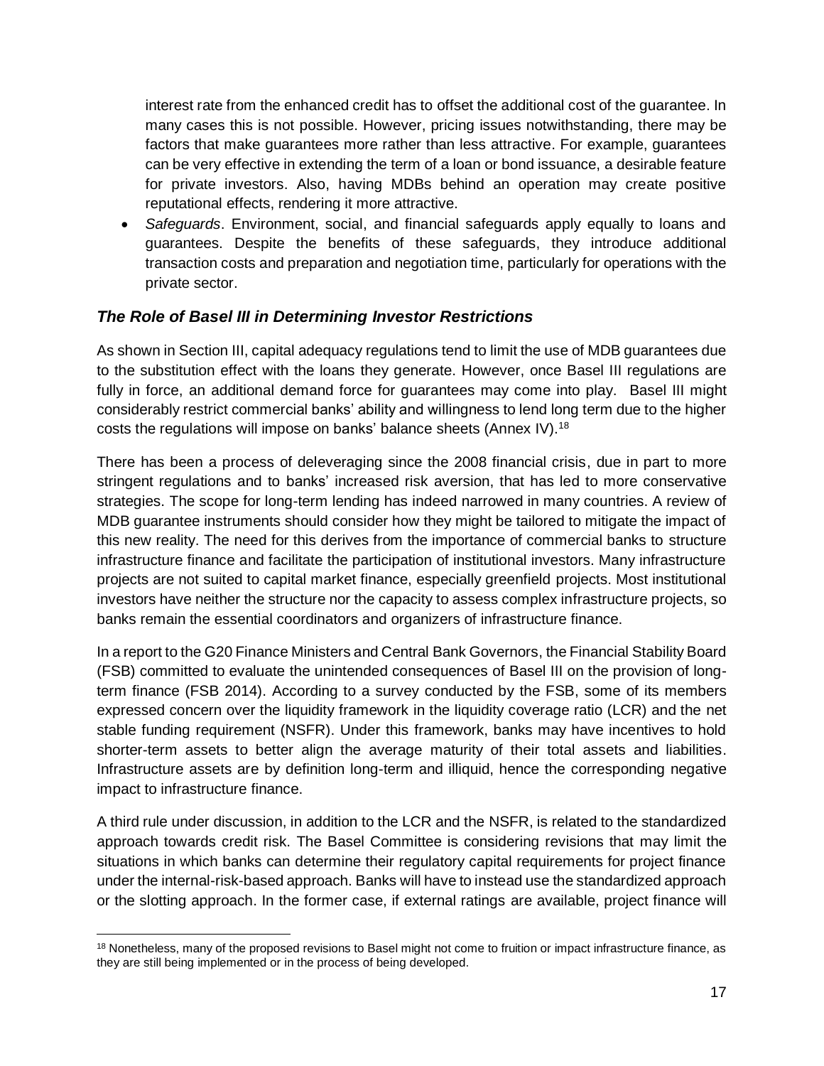interest rate from the enhanced credit has to offset the additional cost of the guarantee. In many cases this is not possible. However, pricing issues notwithstanding, there may be factors that make guarantees more rather than less attractive. For example, guarantees can be very effective in extending the term of a loan or bond issuance, a desirable feature for private investors. Also, having MDBs behind an operation may create positive reputational effects, rendering it more attractive.

- *Safeguards*. Environment, social, and financial safeguards apply equally to loans and guarantees. Despite the benefits of these safeguards, they introduce additional transaction costs and preparation and negotiation time, particularly for operations with the private sector.

### *The Role of Basel III in Determining Investor Restrictions*

As shown in Section III, capital adequacy regulations tend to limit the use of MDB guarantees due to the substitution effect with the loans they generate. However, once Basel III regulations are fully in force, an additional demand force for guarantees may come into play. Basel III might considerably restrict commercial banks' ability and willingness to lend long term due to the higher costs the regulations will impose on banks' balance sheets (Annex IV).[18]

There has been a process of deleveraging since the 2008 financial crisis, due in part to more stringent regulations and to banks' increased risk aversion, that has led to more conservative strategies. The scope for long-term lending has indeed narrowed in many countries. A review of MDB guarantee instruments should consider how they might be tailored to mitigate the impact of this new reality. The need for this derives from the importance of commercial banks to structure infrastructure finance and facilitate the participation of institutional investors. Many infrastructure projects are not suited to capital market finance, especially greenfield projects. Most institutional investors have neither the structure nor the capacity to assess complex infrastructure projects, so banks remain the essential coordinators and organizers of infrastructure finance.

In a report to the G20 Finance Ministers and Central Bank Governors, the Financial Stability Board (FSB) committed to evaluate the unintended consequences of Basel III on the provision of long-term finance (FSB 2014). According to a survey conducted by the FSB, some of its members expressed concern over the liquidity framework in the liquidity coverage ratio (LCR) and the net stable funding requirement (NSFR). Under this framework, banks may have incentives to hold shorter-term assets to better align the average maturity of their total assets and liabilities. Infrastructure assets are by definition long-term and illiquid, hence the corresponding negative impact to infrastructure finance.

A third rule under discussion, in addition to the LCR and the NSFR, is related to the standardized approach towards credit risk. The Basel Committee is considering revisions that may limit the situations in which banks can determine their regulatory capital requirements for project finance under the internal-risk-based approach. Banks will have to instead use the standardized approach or the slotting approach. In the former case, if external ratings are available, project finance will

[18] Nonetheless, many of the proposed revisions to Basel might not come to fruition or impact infrastructure finance, as they are still being implemented or in the process of being developed.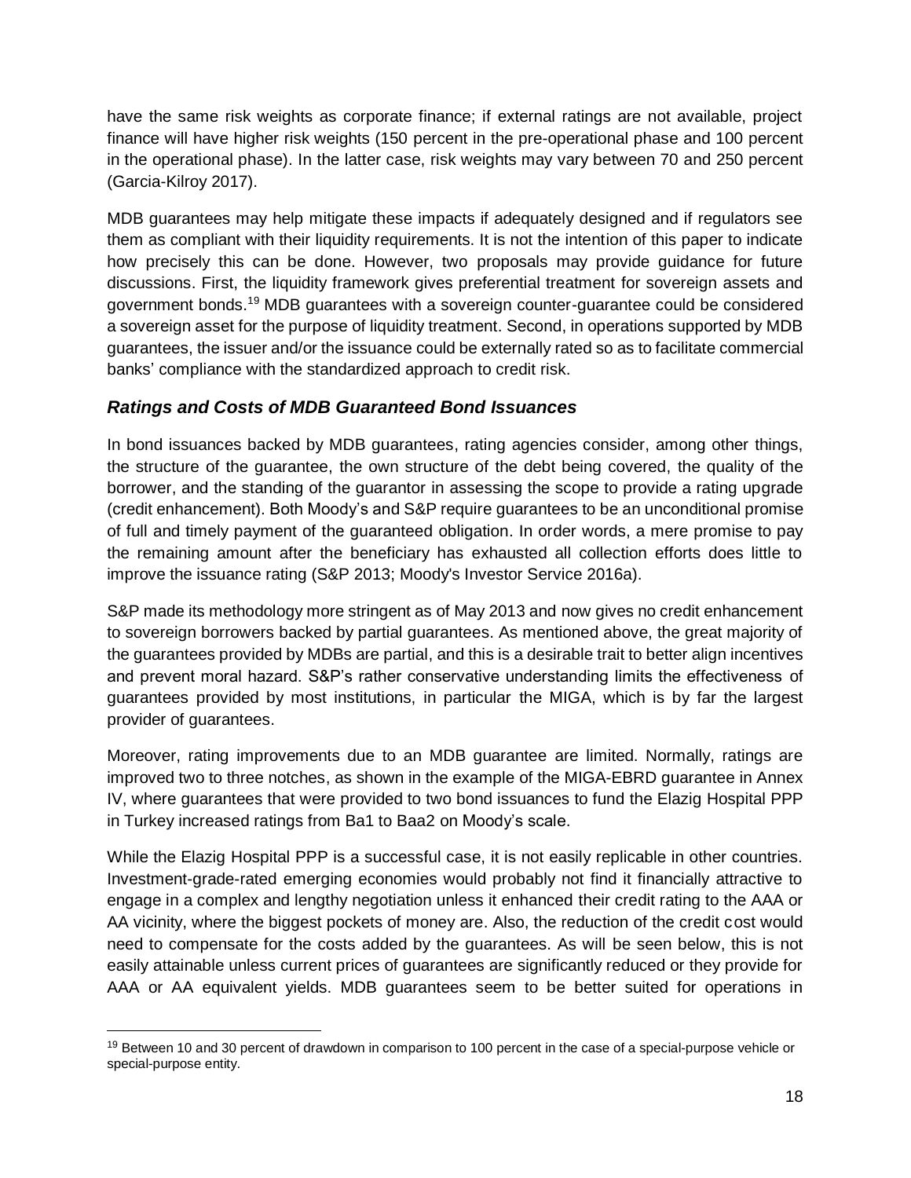have the same risk weights as corporate finance; if external ratings are not available, project finance will have higher risk weights (150 percent in the pre-operational phase and 100 percent in the operational phase). In the latter case, risk weights may vary between 70 and 250 percent (Garcia-Kilroy 2017).

MDB guarantees may help mitigate these impacts if adequately designed and if regulators see them as compliant with their liquidity requirements. It is not the intention of this paper to indicate how precisely this can be done. However, two proposals may provide guidance for future discussions. First, the liquidity framework gives preferential treatment for sovereign assets and government bonds.[19] MDB guarantees with a sovereign counter-guarantee could be considered a sovereign asset for the purpose of liquidity treatment. Second, in operations supported by MDB guarantees, the issuer and/or the issuance could be externally rated so as to facilitate commercial banks' compliance with the standardized approach to credit risk.

### *Ratings and Costs of MDB Guaranteed Bond Issuances*

In bond issuances backed by MDB guarantees, rating agencies consider, among other things, the structure of the guarantee, the own structure of the debt being covered, the quality of the borrower, and the standing of the guarantor in assessing the scope to provide a rating upgrade (credit enhancement). Both Moody's and S&P require guarantees to be an unconditional promise of full and timely payment of the guaranteed obligation. In order words, a mere promise to pay the remaining amount after the beneficiary has exhausted all collection efforts does little to improve the issuance rating (S&P 2013; Moody's Investor Service 2016a).

S&P made its methodology more stringent as of May 2013 and now gives no credit enhancement to sovereign borrowers backed by partial guarantees. As mentioned above, the great majority of the guarantees provided by MDBs are partial, and this is a desirable trait to better align incentives and prevent moral hazard. S&P's rather conservative understanding limits the effectiveness of guarantees provided by most institutions, in particular the MIGA, which is by far the largest provider of guarantees.

Moreover, rating improvements due to an MDB guarantee are limited. Normally, ratings are improved two to three notches, as shown in the example of the MIGA-EBRD guarantee in Annex IV, where guarantees that were provided to two bond issuances to fund the Elazig Hospital PPP in Turkey increased ratings from Ba1 to Baa2 on Moody's scale.

While the Elazig Hospital PPP is a successful case, it is not easily replicable in other countries. Investment-grade-rated emerging economies would probably not find it financially attractive to engage in a complex and lengthy negotiation unless it enhanced their credit rating to the AAA or AA vicinity, where the biggest pockets of money are. Also, the reduction of the credit cost would need to compensate for the costs added by the guarantees. As will be seen below, this is not easily attainable unless current prices of guarantees are significantly reduced or they provide for AAA or AA equivalent yields. MDB guarantees seem to be better suited for operations in

---

[19] Between 10 and 30 percent of drawdown in comparison to 100 percent in the case of a special-purpose vehicle or special-purpose entity.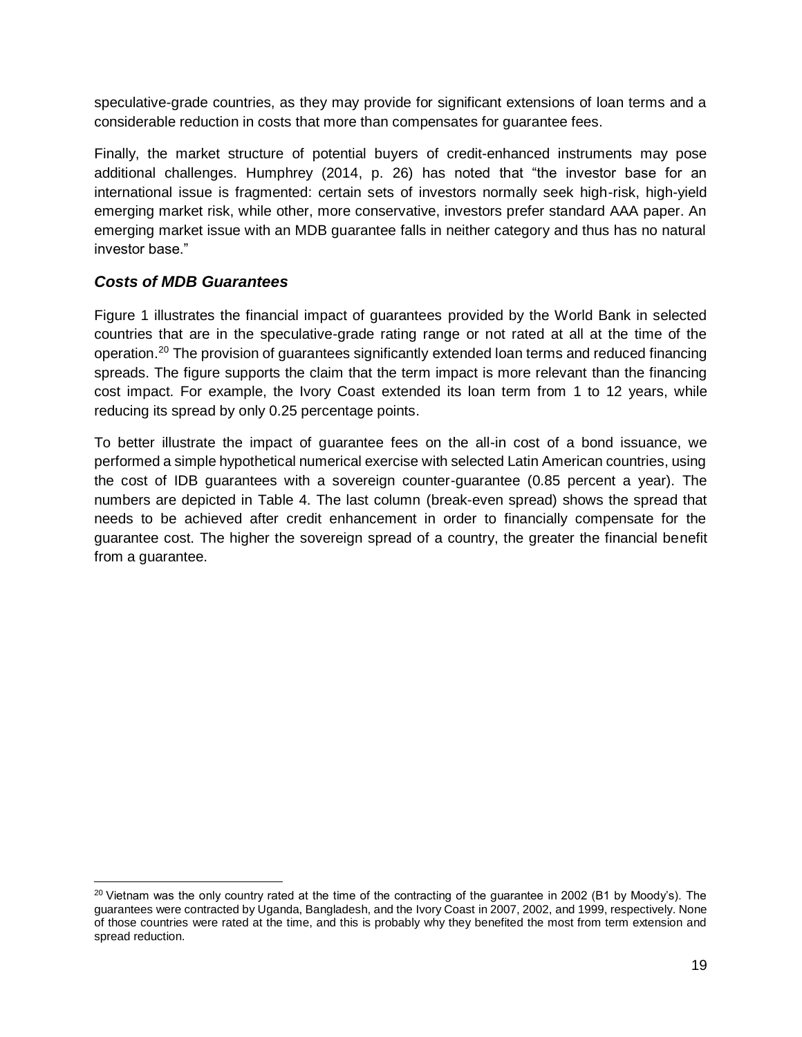speculative-grade countries, as they may provide for significant extensions of loan terms and a considerable reduction in costs that more than compensates for guarantee fees.

Finally, the market structure of potential buyers of credit-enhanced instruments may pose additional challenges. Humphrey (2014, p. 26) has noted that "the investor base for an international issue is fragmented: certain sets of investors normally seek high-risk, high-yield emerging market risk, while other, more conservative, investors prefer standard AAA paper. An emerging market issue with an MDB guarantee falls in neither category and thus has no natural investor base."

### *Costs of MDB Guarantees*

Figure 1 illustrates the financial impact of guarantees provided by the World Bank in selected countries that are in the speculative-grade rating range or not rated at all at the time of the operation.[20] The provision of guarantees significantly extended loan terms and reduced financing spreads. The figure supports the claim that the term impact is more relevant than the financing cost impact. For example, the Ivory Coast extended its loan term from 1 to 12 years, while reducing its spread by only 0.25 percentage points.

To better illustrate the impact of guarantee fees on the all-in cost of a bond issuance, we performed a simple hypothetical numerical exercise with selected Latin American countries, using the cost of IDB guarantees with a sovereign counter-guarantee (0.85 percent a year). The numbers are depicted in Table 4. The last column (break-even spread) shows the spread that needs to be achieved after credit enhancement in order to financially compensate for the guarantee cost. The higher the sovereign spread of a country, the greater the financial benefit from a guarantee.

[20] Vietnam was the only country rated at the time of the contracting of the guarantee in 2002 (B1 by Moody's). The guarantees were contracted by Uganda, Bangladesh, and the Ivory Coast in 2007, 2002, and 1999, respectively. None of those countries were rated at the time, and this is probably why they benefited the most from term extension and spread reduction.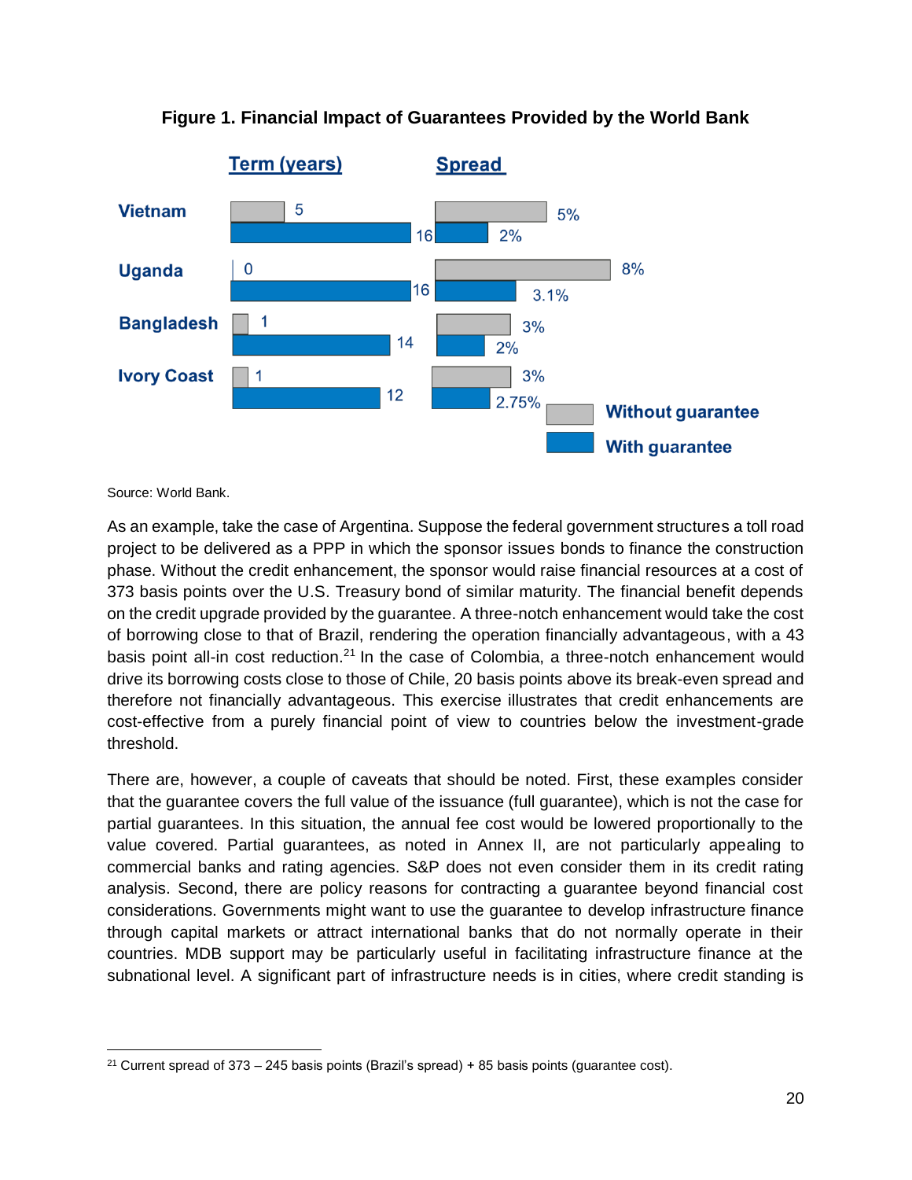**Figure 1. Financial Impact of Guarantees Provided by the World Bank**

| | Term (years) Without guarantee | Term (years) With guarantee | Spread Without guarantee | Spread With guarantee |
|---|---|---|---|---|
| Vietnam | 5 | 16 | 5% | 2% |
| Uganda | 0 | 16 | 8% | 3.1% |
| Bangladesh | 1 | 14 | 3% | 2% |
| Ivory Coast | 1 | 12 | 3% | 2.75% |

Source: World Bank.

As an example, take the case of Argentina. Suppose the federal government structures a toll road project to be delivered as a PPP in which the sponsor issues bonds to finance the construction phase. Without the credit enhancement, the sponsor would raise financial resources at a cost of 373 basis points over the U.S. Treasury bond of similar maturity. The financial benefit depends on the credit upgrade provided by the guarantee. A three-notch enhancement would take the cost of borrowing close to that of Brazil, rendering the operation financially advantageous, with a 43 basis point all-in cost reduction.[21] In the case of Colombia, a three-notch enhancement would drive its borrowing costs close to those of Chile, 20 basis points above its break-even spread and therefore not financially advantageous. This exercise illustrates that credit enhancements are cost-effective from a purely financial point of view to countries below the investment-grade threshold.

There are, however, a couple of caveats that should be noted. First, these examples consider that the guarantee covers the full value of the issuance (full guarantee), which is not the case for partial guarantees. In this situation, the annual fee cost would be lowered proportionally to the value covered. Partial guarantees, as noted in Annex II, are not particularly appealing to commercial banks and rating agencies. S&P does not even consider them in its credit rating analysis. Second, there are policy reasons for contracting a guarantee beyond financial cost considerations. Governments might want to use the guarantee to develop infrastructure finance through capital markets or attract international banks that do not normally operate in their countries. MDB support may be particularly useful in facilitating infrastructure finance at the subnational level. A significant part of infrastructure needs is in cities, where credit standing is

[21] Current spread of 373 – 245 basis points (Brazil's spread) + 85 basis points (guarantee cost).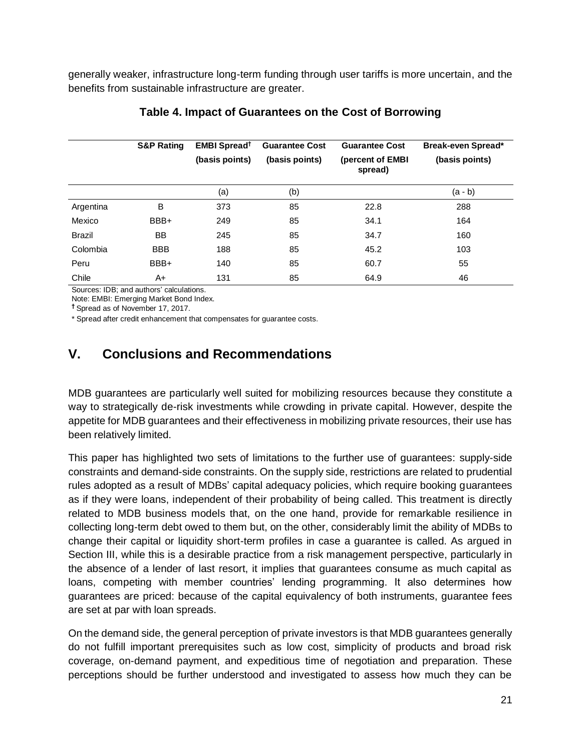generally weaker, infrastructure long-term funding through user tariffs is more uncertain, and the benefits from sustainable infrastructure are greater.

**Table 4. Impact of Guarantees on the Cost of Borrowing**

| | S&P Rating | EMBI Spread† (basis points) | Guarantee Cost (basis points) | Guarantee Cost (percent of EMBI spread) | Break-even Spread* (basis points) |
|---|---|---|---|---|---|
| | | (a) | (b) | | (a - b) |
| Argentina | B | 373 | 85 | 22.8 | 288 |
| Mexico | BBB+ | 249 | 85 | 34.1 | 164 |
| Brazil | BB | 245 | 85 | 34.7 | 160 |
| Colombia | BBB | 188 | 85 | 45.2 | 103 |
| Peru | BBB+ | 140 | 85 | 60.7 | 55 |
| Chile | A+ | 131 | 85 | 64.9 | 46 |

Sources: IDB; and authors' calculations.
Note: EMBI: Emerging Market Bond Index.
† Spread as of November 17, 2017.
* Spread after credit enhancement that compensates for guarantee costs.

## V. Conclusions and Recommendations

MDB guarantees are particularly well suited for mobilizing resources because they constitute a way to strategically de-risk investments while crowding in private capital. However, despite the appetite for MDB guarantees and their effectiveness in mobilizing private resources, their use has been relatively limited.

This paper has highlighted two sets of limitations to the further use of guarantees: supply-side constraints and demand-side constraints. On the supply side, restrictions are related to prudential rules adopted as a result of MDBs' capital adequacy policies, which require booking guarantees as if they were loans, independent of their probability of being called. This treatment is directly related to MDB business models that, on the one hand, provide for remarkable resilience in collecting long-term debt owed to them but, on the other, considerably limit the ability of MDBs to change their capital or liquidity short-term profiles in case a guarantee is called. As argued in Section III, while this is a desirable practice from a risk management perspective, particularly in the absence of a lender of last resort, it implies that guarantees consume as much capital as loans, competing with member countries' lending programming. It also determines how guarantees are priced: because of the capital equivalency of both instruments, guarantee fees are set at par with loan spreads.

On the demand side, the general perception of private investors is that MDB guarantees generally do not fulfill important prerequisites such as low cost, simplicity of products and broad risk coverage, on-demand payment, and expeditious time of negotiation and preparation. These perceptions should be further understood and investigated to assess how much they can be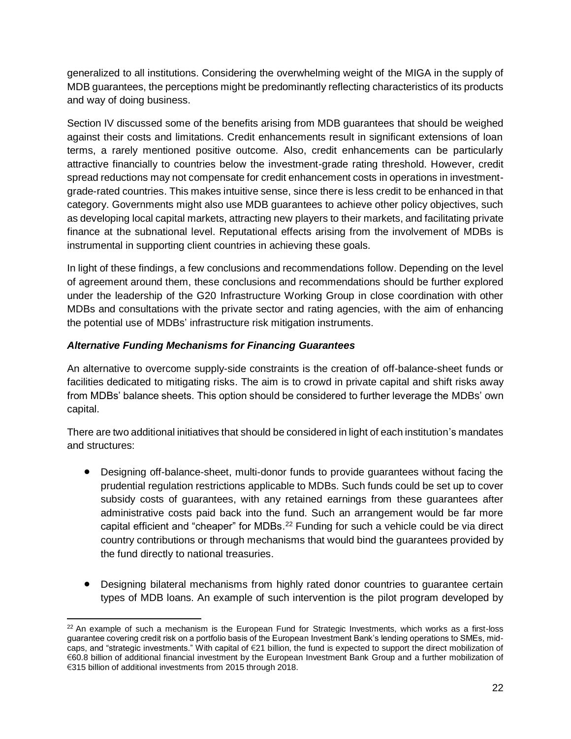generalized to all institutions. Considering the overwhelming weight of the MIGA in the supply of MDB guarantees, the perceptions might be predominantly reflecting characteristics of its products and way of doing business.

Section IV discussed some of the benefits arising from MDB guarantees that should be weighed against their costs and limitations. Credit enhancements result in significant extensions of loan terms, a rarely mentioned positive outcome. Also, credit enhancements can be particularly attractive financially to countries below the investment-grade rating threshold. However, credit spread reductions may not compensate for credit enhancement costs in operations in investment-grade-rated countries. This makes intuitive sense, since there is less credit to be enhanced in that category. Governments might also use MDB guarantees to achieve other policy objectives, such as developing local capital markets, attracting new players to their markets, and facilitating private finance at the subnational level. Reputational effects arising from the involvement of MDBs is instrumental in supporting client countries in achieving these goals.

In light of these findings, a few conclusions and recommendations follow. Depending on the level of agreement around them, these conclusions and recommendations should be further explored under the leadership of the G20 Infrastructure Working Group in close coordination with other MDBs and consultations with the private sector and rating agencies, with the aim of enhancing the potential use of MDBs' infrastructure risk mitigation instruments.

***Alternative Funding Mechanisms for Financing Guarantees***

An alternative to overcome supply-side constraints is the creation of off-balance-sheet funds or facilities dedicated to mitigating risks. The aim is to crowd in private capital and shift risks away from MDBs' balance sheets. This option should be considered to further leverage the MDBs' own capital.

There are two additional initiatives that should be considered in light of each institution's mandates and structures:

- Designing off-balance-sheet, multi-donor funds to provide guarantees without facing the prudential regulation restrictions applicable to MDBs. Such funds could be set up to cover subsidy costs of guarantees, with any retained earnings from these guarantees after administrative costs paid back into the fund. Such an arrangement would be far more capital efficient and "cheaper" for MDBs.[22] Funding for such a vehicle could be via direct country contributions or through mechanisms that would bind the guarantees provided by the fund directly to national treasuries.

- Designing bilateral mechanisms from highly rated donor countries to guarantee certain types of MDB loans. An example of such intervention is the pilot program developed by

[22] An example of such a mechanism is the European Fund for Strategic Investments, which works as a first-loss guarantee covering credit risk on a portfolio basis of the European Investment Bank's lending operations to SMEs, mid-caps, and "strategic investments." With capital of €21 billion, the fund is expected to support the direct mobilization of €60.8 billion of additional financial investment by the European Investment Bank Group and a further mobilization of €315 billion of additional investments from 2015 through 2018.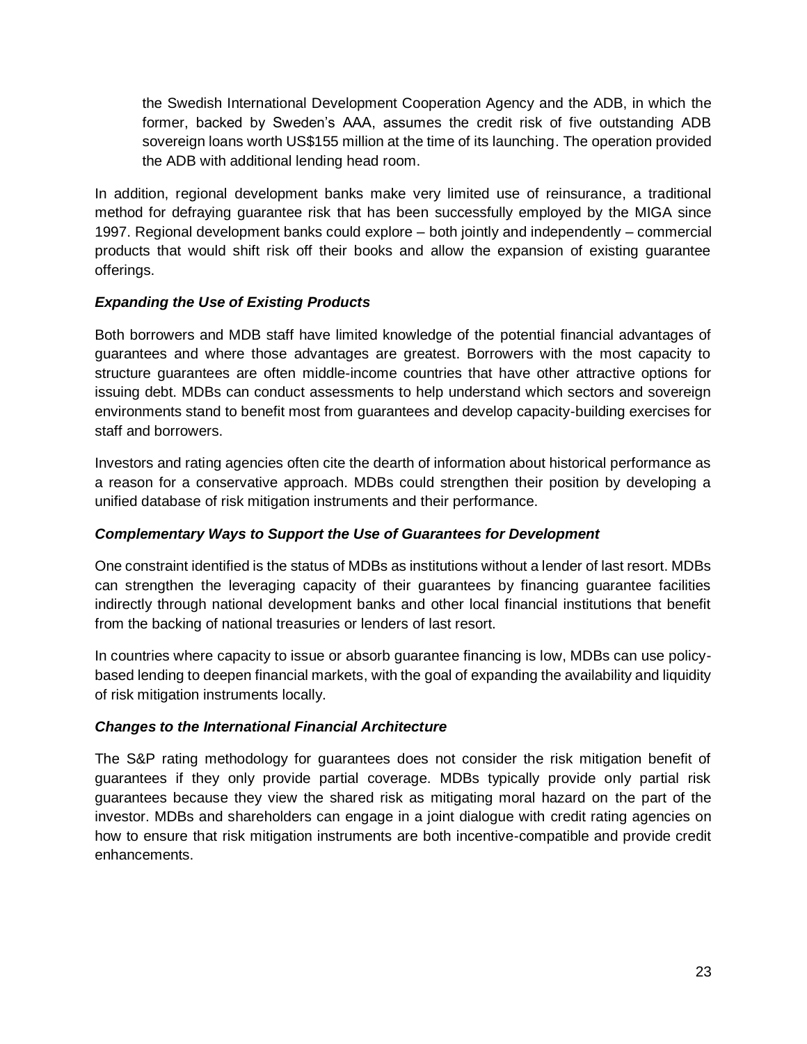the Swedish International Development Cooperation Agency and the ADB, in which the former, backed by Sweden's AAA, assumes the credit risk of five outstanding ADB sovereign loans worth US$155 million at the time of its launching. The operation provided the ADB with additional lending head room.

In addition, regional development banks make very limited use of reinsurance, a traditional method for defraying guarantee risk that has been successfully employed by the MIGA since 1997. Regional development banks could explore – both jointly and independently – commercial products that would shift risk off their books and allow the expansion of existing guarantee offerings.

***Expanding the Use of Existing Products***

Both borrowers and MDB staff have limited knowledge of the potential financial advantages of guarantees and where those advantages are greatest. Borrowers with the most capacity to structure guarantees are often middle-income countries that have other attractive options for issuing debt. MDBs can conduct assessments to help understand which sectors and sovereign environments stand to benefit most from guarantees and develop capacity-building exercises for staff and borrowers.

Investors and rating agencies often cite the dearth of information about historical performance as a reason for a conservative approach. MDBs could strengthen their position by developing a unified database of risk mitigation instruments and their performance.

***Complementary Ways to Support the Use of Guarantees for Development***

One constraint identified is the status of MDBs as institutions without a lender of last resort. MDBs can strengthen the leveraging capacity of their guarantees by financing guarantee facilities indirectly through national development banks and other local financial institutions that benefit from the backing of national treasuries or lenders of last resort.

In countries where capacity to issue or absorb guarantee financing is low, MDBs can use policy-based lending to deepen financial markets, with the goal of expanding the availability and liquidity of risk mitigation instruments locally.

***Changes to the International Financial Architecture***

The S&P rating methodology for guarantees does not consider the risk mitigation benefit of guarantees if they only provide partial coverage. MDBs typically provide only partial risk guarantees because they view the shared risk as mitigating moral hazard on the part of the investor. MDBs and shareholders can engage in a joint dialogue with credit rating agencies on how to ensure that risk mitigation instruments are both incentive-compatible and provide credit enhancements.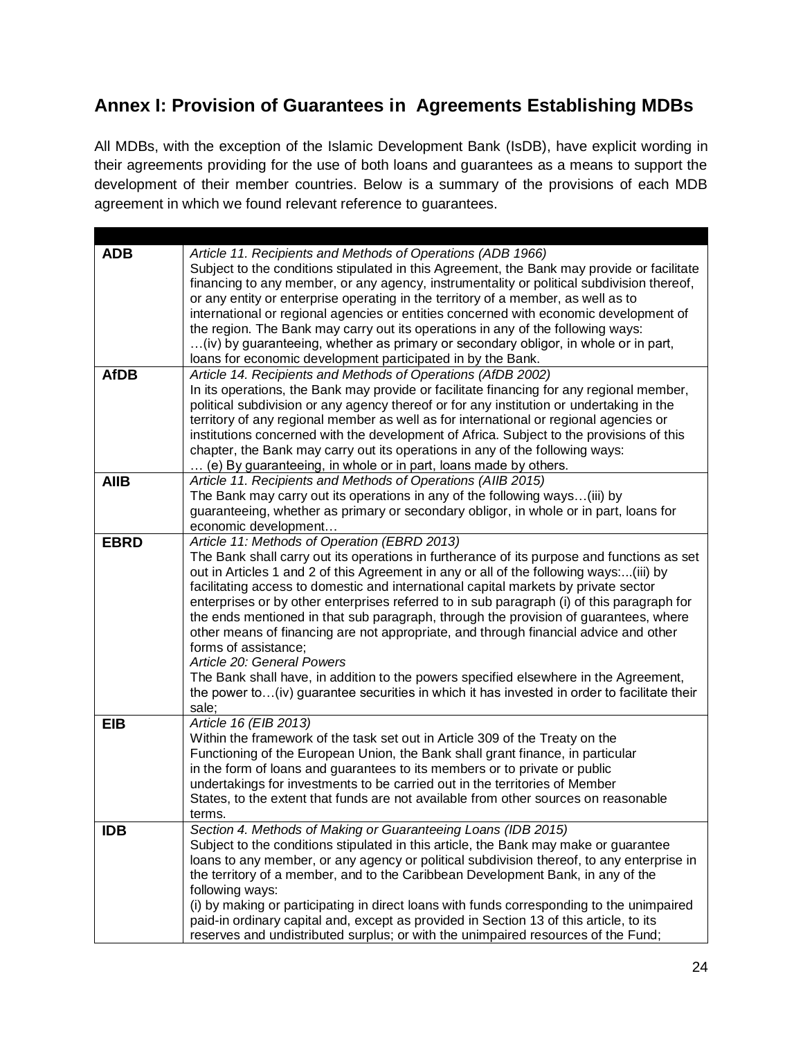## Annex I: Provision of Guarantees in Agreements Establishing MDBs

All MDBs, with the exception of the Islamic Development Bank (IsDB), have explicit wording in their agreements providing for the use of both loans and guarantees as a means to support the development of their member countries. Below is a summary of the provisions of each MDB agreement in which we found relevant reference to guarantees.

| | |
|---|---|
| **ADB** | *Article 11. Recipients and Methods of Operations (ADB 1966)*<br>Subject to the conditions stipulated in this Agreement, the Bank may provide or facilitate financing to any member, or any agency, instrumentality or political subdivision thereof, or any entity or enterprise operating in the territory of a member, as well as to international or regional agencies or entities concerned with economic development of the region. The Bank may carry out its operations in any of the following ways:<br>…(iv) by guaranteeing, whether as primary or secondary obligor, in whole or in part, loans for economic development participated in by the Bank. |
| **AfDB** | *Article 14. Recipients and Methods of Operations (AfDB 2002)*<br>In its operations, the Bank may provide or facilitate financing for any regional member, political subdivision or any agency thereof or for any institution or undertaking in the territory of any regional member as well as for international or regional agencies or institutions concerned with the development of Africa. Subject to the provisions of this chapter, the Bank may carry out its operations in any of the following ways:<br>… (e) By guaranteeing, in whole or in part, loans made by others. |
| **AIIB** | *Article 11. Recipients and Methods of Operations (AIIB 2015)*<br>The Bank may carry out its operations in any of the following ways…(iii) by guaranteeing, whether as primary or secondary obligor, in whole or in part, loans for economic development… |
| **EBRD** | *Article 11: Methods of Operation (EBRD 2013)*<br>The Bank shall carry out its operations in furtherance of its purpose and functions as set out in Articles 1 and 2 of this Agreement in any or all of the following ways:...(iii) by facilitating access to domestic and international capital markets by private sector enterprises or by other enterprises referred to in sub paragraph (i) of this paragraph for the ends mentioned in that sub paragraph, through the provision of guarantees, where other means of financing are not appropriate, and through financial advice and other forms of assistance;<br>*Article 20: General Powers*<br>The Bank shall have, in addition to the powers specified elsewhere in the Agreement, the power to…(iv) guarantee securities in which it has invested in order to facilitate their sale; |
| **EIB** | *Article 16 (EIB 2013)*<br>Within the framework of the task set out in Article 309 of the Treaty on the Functioning of the European Union, the Bank shall grant finance, in particular in the form of loans and guarantees to its members or to private or public undertakings for investments to be carried out in the territories of Member States, to the extent that funds are not available from other sources on reasonable terms. |
| **IDB** | *Section 4. Methods of Making or Guaranteeing Loans (IDB 2015)*<br>Subject to the conditions stipulated in this article, the Bank may make or guarantee loans to any member, or any agency or political subdivision thereof, to any enterprise in the territory of a member, and to the Caribbean Development Bank, in any of the following ways:<br>(i) by making or participating in direct loans with funds corresponding to the unimpaired paid-in ordinary capital and, except as provided in Section 13 of this article, to its reserves and undistributed surplus; or with the unimpaired resources of the Fund; |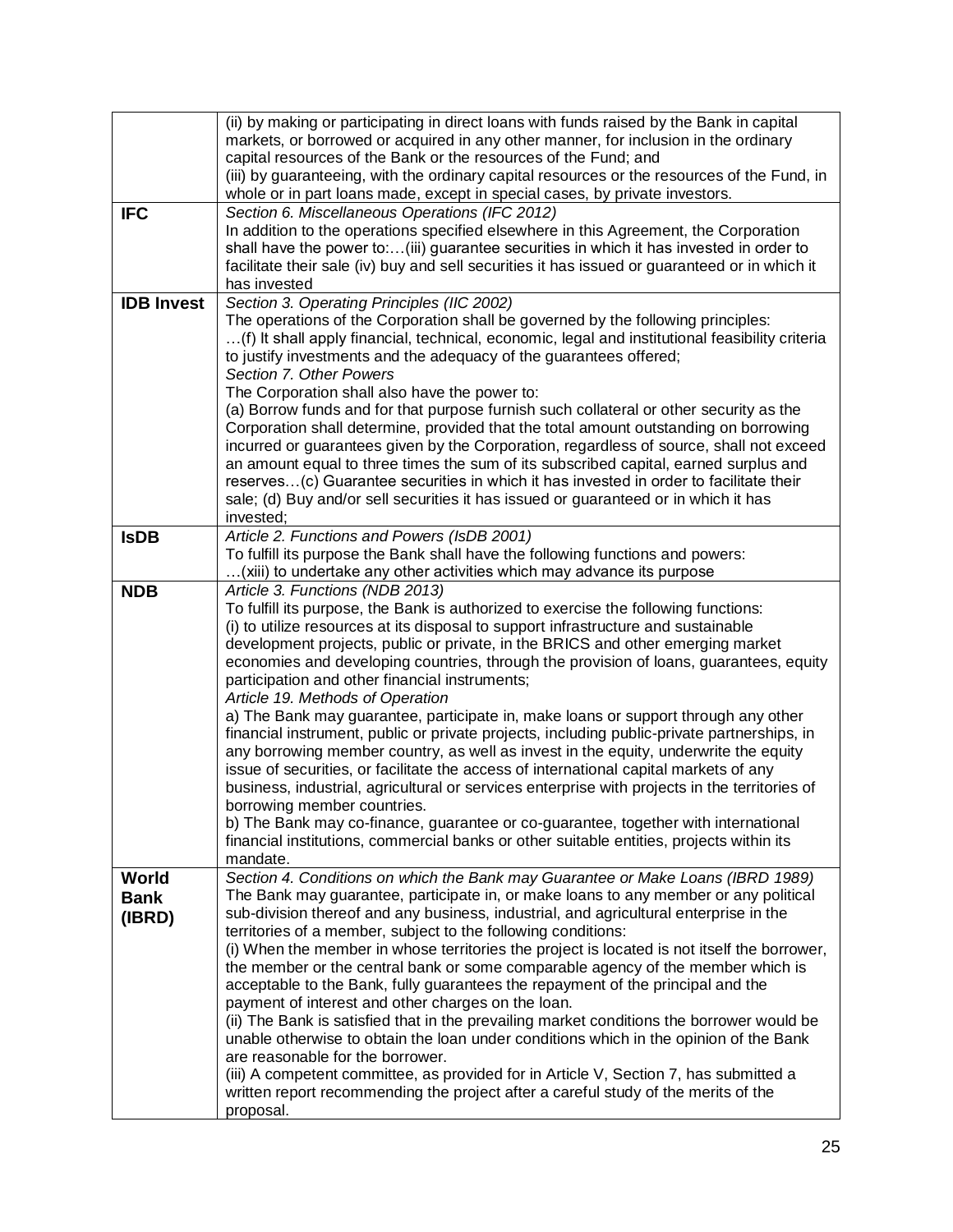| | |
|---|---|
| | (ii) by making or participating in direct loans with funds raised by the Bank in capital markets, or borrowed or acquired in any other manner, for inclusion in the ordinary capital resources of the Bank or the resources of the Fund; and<br>(iii) by guaranteeing, with the ordinary capital resources or the resources of the Fund, in whole or in part loans made, except in special cases, by private investors. |
| **IFC** | *Section 6. Miscellaneous Operations (IFC 2012)*<br>In addition to the operations specified elsewhere in this Agreement, the Corporation shall have the power to:…(iii) guarantee securities in which it has invested in order to facilitate their sale (iv) buy and sell securities it has issued or guaranteed or in which it has invested |
| **IDB Invest** | *Section 3. Operating Principles (IIC 2002)*<br>The operations of the Corporation shall be governed by the following principles:<br>…(f) It shall apply financial, technical, economic, legal and institutional feasibility criteria to justify investments and the adequacy of the guarantees offered;<br>*Section 7. Other Powers*<br>The Corporation shall also have the power to:<br>(a) Borrow funds and for that purpose furnish such collateral or other security as the Corporation shall determine, provided that the total amount outstanding on borrowing incurred or guarantees given by the Corporation, regardless of source, shall not exceed an amount equal to three times the sum of its subscribed capital, earned surplus and reserves…(c) Guarantee securities in which it has invested in order to facilitate their sale; (d) Buy and/or sell securities it has issued or guaranteed or in which it has invested; |
| **IsDB** | *Article 2. Functions and Powers (IsDB 2001)*<br>To fulfill its purpose the Bank shall have the following functions and powers:<br>…(xiii) to undertake any other activities which may advance its purpose |
| **NDB** | *Article 3. Functions (NDB 2013)*<br>To fulfill its purpose, the Bank is authorized to exercise the following functions:<br>(i) to utilize resources at its disposal to support infrastructure and sustainable development projects, public or private, in the BRICS and other emerging market economies and developing countries, through the provision of loans, guarantees, equity participation and other financial instruments;<br>*Article 19. Methods of Operation*<br>a) The Bank may guarantee, participate in, make loans or support through any other financial instrument, public or private projects, including public-private partnerships, in any borrowing member country, as well as invest in the equity, underwrite the equity issue of securities, or facilitate the access of international capital markets of any business, industrial, agricultural or services enterprise with projects in the territories of borrowing member countries.<br>b) The Bank may co-finance, guarantee or co-guarantee, together with international financial institutions, commercial banks or other suitable entities, projects within its mandate. |
| **World Bank (IBRD)** | *Section 4. Conditions on which the Bank may Guarantee or Make Loans (IBRD 1989)*<br>The Bank may guarantee, participate in, or make loans to any member or any political sub-division thereof and any business, industrial, and agricultural enterprise in the territories of a member, subject to the following conditions:<br>(i) When the member in whose territories the project is located is not itself the borrower, the member or the central bank or some comparable agency of the member which is acceptable to the Bank, fully guarantees the repayment of the principal and the payment of interest and other charges on the loan.<br>(ii) The Bank is satisfied that in the prevailing market conditions the borrower would be unable otherwise to obtain the loan under conditions which in the opinion of the Bank are reasonable for the borrower.<br>(iii) A competent committee, as provided for in Article V, Section 7, has submitted a written report recommending the project after a careful study of the merits of the proposal. |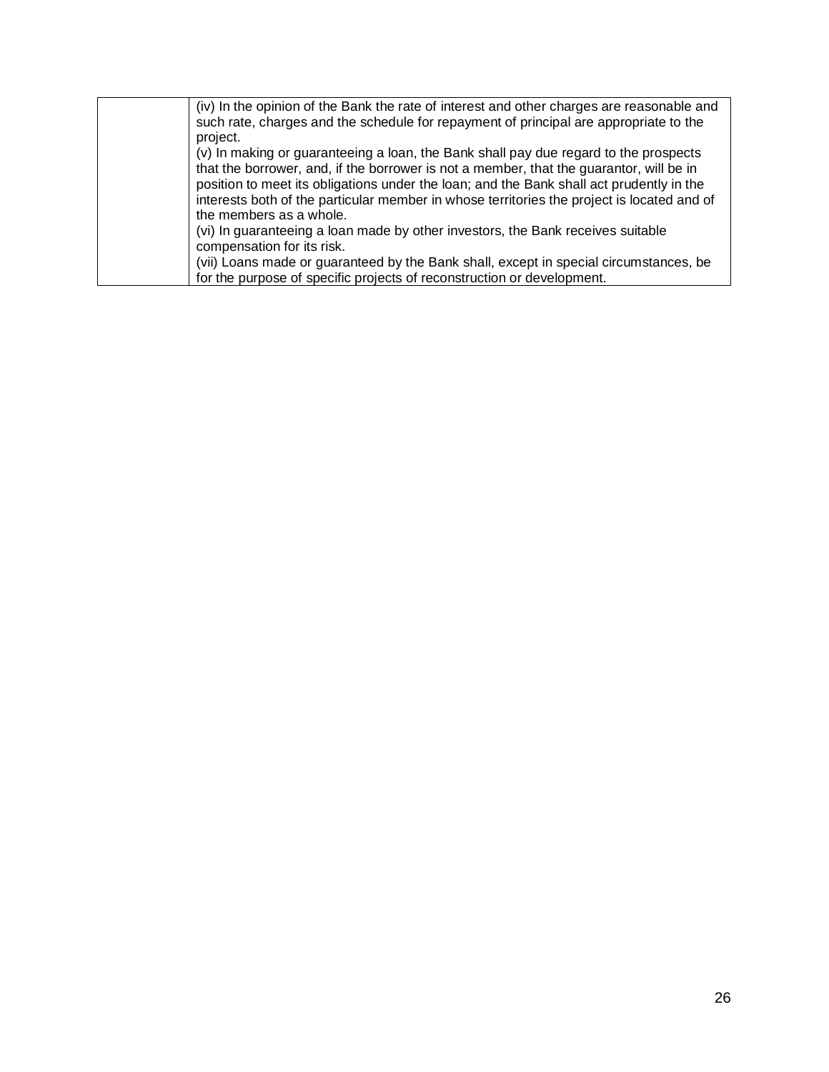| | |
|---|---|
| | (iv) In the opinion of the Bank the rate of interest and other charges are reasonable and such rate, charges and the schedule for repayment of principal are appropriate to the project.<br>(v) In making or guaranteeing a loan, the Bank shall pay due regard to the prospects that the borrower, and, if the borrower is not a member, that the guarantor, will be in position to meet its obligations under the loan; and the Bank shall act prudently in the interests both of the particular member in whose territories the project is located and of the members as a whole.<br>(vi) In guaranteeing a loan made by other investors, the Bank receives suitable compensation for its risk.<br>(vii) Loans made or guaranteed by the Bank shall, except in special circumstances, be for the purpose of specific projects of reconstruction or development. |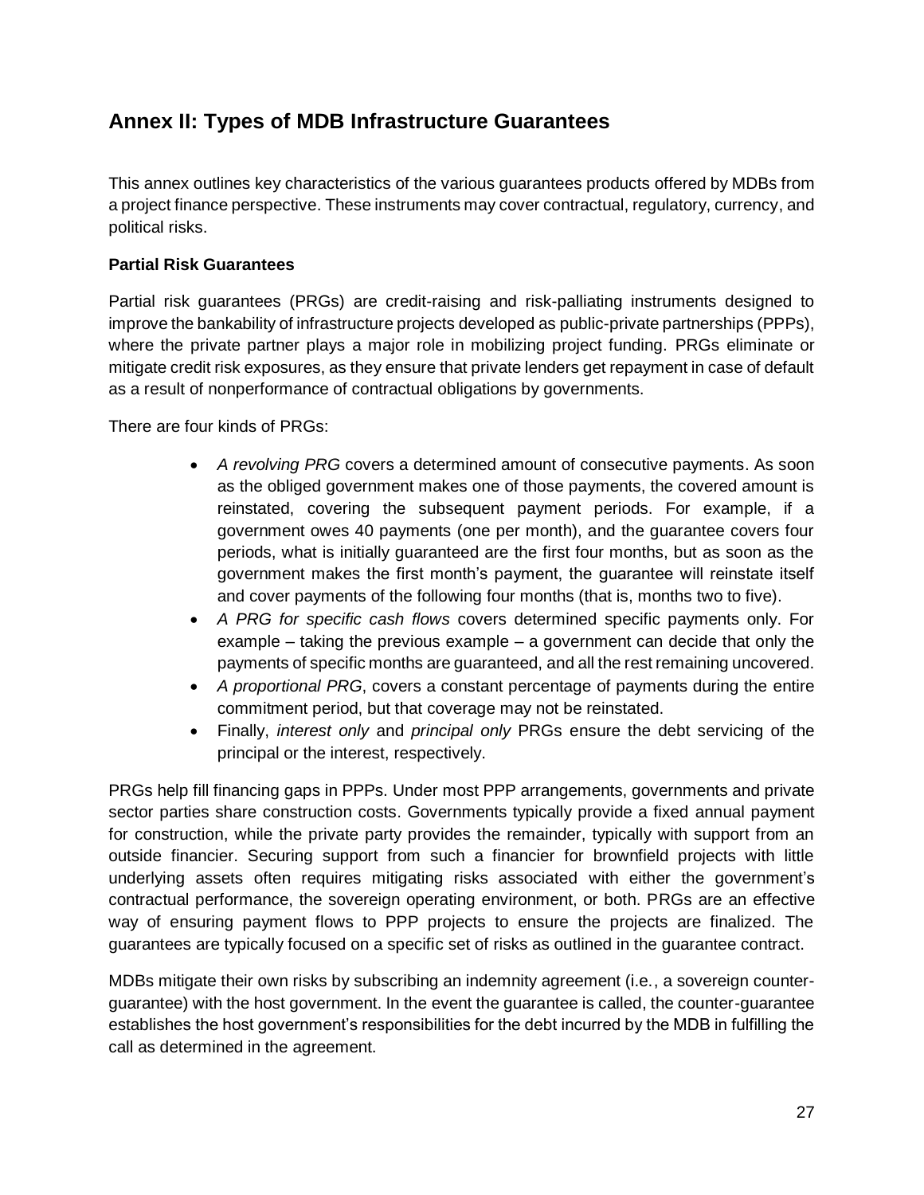## Annex II: Types of MDB Infrastructure Guarantees

This annex outlines key characteristics of the various guarantees products offered by MDBs from a project finance perspective. These instruments may cover contractual, regulatory, currency, and political risks.

### Partial Risk Guarantees

Partial risk guarantees (PRGs) are credit-raising and risk-palliating instruments designed to improve the bankability of infrastructure projects developed as public-private partnerships (PPPs), where the private partner plays a major role in mobilizing project funding. PRGs eliminate or mitigate credit risk exposures, as they ensure that private lenders get repayment in case of default as a result of nonperformance of contractual obligations by governments.

There are four kinds of PRGs:

- *A revolving PRG* covers a determined amount of consecutive payments. As soon as the obliged government makes one of those payments, the covered amount is reinstated, covering the subsequent payment periods. For example, if a government owes 40 payments (one per month), and the guarantee covers four periods, what is initially guaranteed are the first four months, but as soon as the government makes the first month's payment, the guarantee will reinstate itself and cover payments of the following four months (that is, months two to five).
- *A PRG for specific cash flows* covers determined specific payments only. For example – taking the previous example – a government can decide that only the payments of specific months are guaranteed, and all the rest remaining uncovered.
- *A proportional PRG*, covers a constant percentage of payments during the entire commitment period, but that coverage may not be reinstated.
- Finally, *interest only* and *principal only* PRGs ensure the debt servicing of the principal or the interest, respectively.

PRGs help fill financing gaps in PPPs. Under most PPP arrangements, governments and private sector parties share construction costs. Governments typically provide a fixed annual payment for construction, while the private party provides the remainder, typically with support from an outside financier. Securing support from such a financier for brownfield projects with little underlying assets often requires mitigating risks associated with either the government's contractual performance, the sovereign operating environment, or both. PRGs are an effective way of ensuring payment flows to PPP projects to ensure the projects are finalized. The guarantees are typically focused on a specific set of risks as outlined in the guarantee contract.

MDBs mitigate their own risks by subscribing an indemnity agreement (i.e., a sovereign counter-guarantee) with the host government. In the event the guarantee is called, the counter-guarantee establishes the host government's responsibilities for the debt incurred by the MDB in fulfilling the call as determined in the agreement.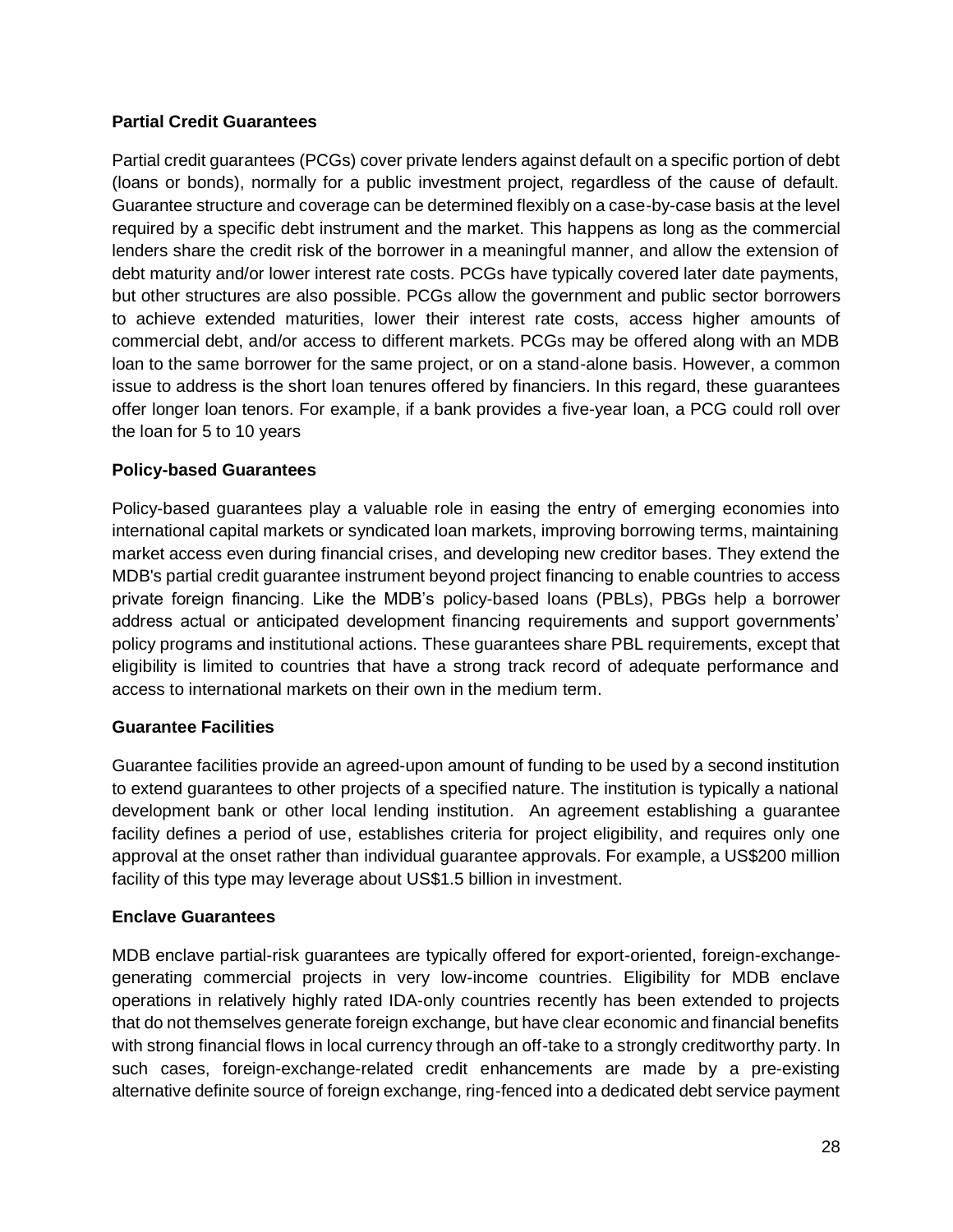**Partial Credit Guarantees**

Partial credit guarantees (PCGs) cover private lenders against default on a specific portion of debt (loans or bonds), normally for a public investment project, regardless of the cause of default. Guarantee structure and coverage can be determined flexibly on a case-by-case basis at the level required by a specific debt instrument and the market. This happens as long as the commercial lenders share the credit risk of the borrower in a meaningful manner, and allow the extension of debt maturity and/or lower interest rate costs. PCGs have typically covered later date payments, but other structures are also possible. PCGs allow the government and public sector borrowers to achieve extended maturities, lower their interest rate costs, access higher amounts of commercial debt, and/or access to different markets. PCGs may be offered along with an MDB loan to the same borrower for the same project, or on a stand-alone basis. However, a common issue to address is the short loan tenures offered by financiers. In this regard, these guarantees offer longer loan tenors. For example, if a bank provides a five-year loan, a PCG could roll over the loan for 5 to 10 years

**Policy-based Guarantees**

Policy-based guarantees play a valuable role in easing the entry of emerging economies into international capital markets or syndicated loan markets, improving borrowing terms, maintaining market access even during financial crises, and developing new creditor bases. They extend the MDB's partial credit guarantee instrument beyond project financing to enable countries to access private foreign financing. Like the MDB's policy-based loans (PBLs), PBGs help a borrower address actual or anticipated development financing requirements and support governments' policy programs and institutional actions. These guarantees share PBL requirements, except that eligibility is limited to countries that have a strong track record of adequate performance and access to international markets on their own in the medium term.

**Guarantee Facilities**

Guarantee facilities provide an agreed-upon amount of funding to be used by a second institution to extend guarantees to other projects of a specified nature. The institution is typically a national development bank or other local lending institution. An agreement establishing a guarantee facility defines a period of use, establishes criteria for project eligibility, and requires only one approval at the onset rather than individual guarantee approvals. For example, a US$200 million facility of this type may leverage about US$1.5 billion in investment.

**Enclave Guarantees**

MDB enclave partial-risk guarantees are typically offered for export-oriented, foreign-exchange-generating commercial projects in very low-income countries. Eligibility for MDB enclave operations in relatively highly rated IDA-only countries recently has been extended to projects that do not themselves generate foreign exchange, but have clear economic and financial benefits with strong financial flows in local currency through an off-take to a strongly creditworthy party. In such cases, foreign-exchange-related credit enhancements are made by a pre-existing alternative definite source of foreign exchange, ring-fenced into a dedicated debt service payment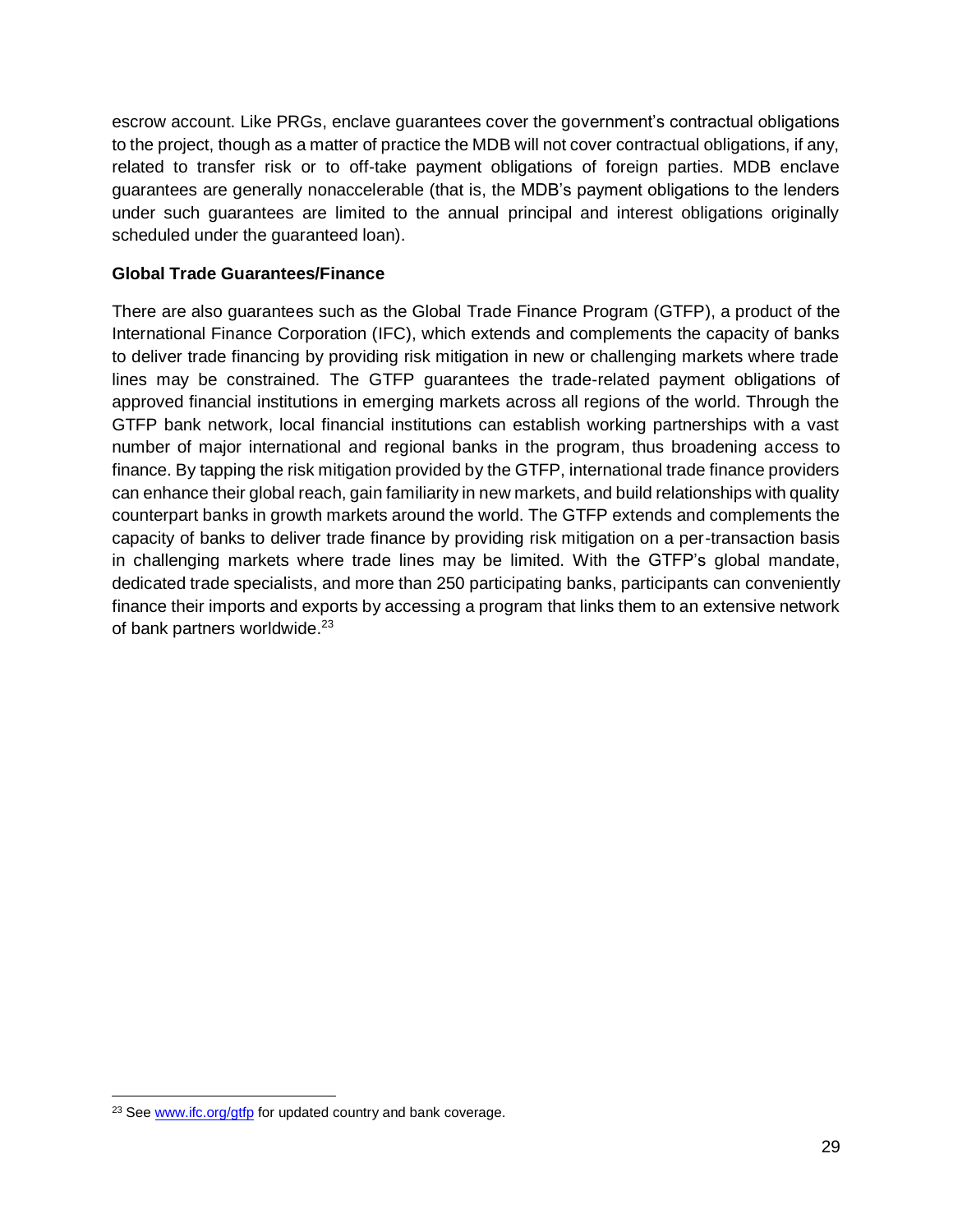escrow account. Like PRGs, enclave guarantees cover the government's contractual obligations to the project, though as a matter of practice the MDB will not cover contractual obligations, if any, related to transfer risk or to off-take payment obligations of foreign parties. MDB enclave guarantees are generally nonaccelerable (that is, the MDB's payment obligations to the lenders under such guarantees are limited to the annual principal and interest obligations originally scheduled under the guaranteed loan).

**Global Trade Guarantees/Finance**

There are also guarantees such as the Global Trade Finance Program (GTFP), a product of the International Finance Corporation (IFC), which extends and complements the capacity of banks to deliver trade financing by providing risk mitigation in new or challenging markets where trade lines may be constrained. The GTFP guarantees the trade-related payment obligations of approved financial institutions in emerging markets across all regions of the world. Through the GTFP bank network, local financial institutions can establish working partnerships with a vast number of major international and regional banks in the program, thus broadening access to finance. By tapping the risk mitigation provided by the GTFP, international trade finance providers can enhance their global reach, gain familiarity in new markets, and build relationships with quality counterpart banks in growth markets around the world. The GTFP extends and complements the capacity of banks to deliver trade finance by providing risk mitigation on a per-transaction basis in challenging markets where trade lines may be limited. With the GTFP's global mandate, dedicated trade specialists, and more than 250 participating banks, participants can conveniently finance their imports and exports by accessing a program that links them to an extensive network of bank partners worldwide.[23]

[23] See www.ifc.org/gtfp for updated country and bank coverage.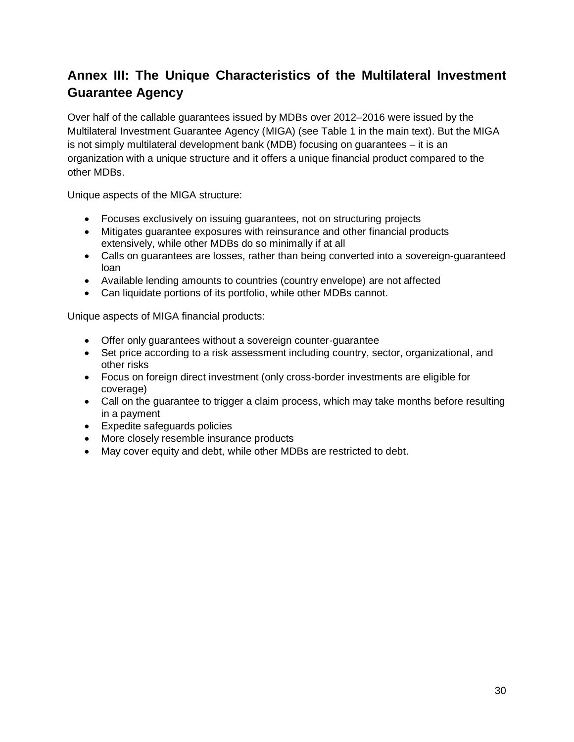## Annex III: The Unique Characteristics of the Multilateral Investment Guarantee Agency

Over half of the callable guarantees issued by MDBs over 2012–2016 were issued by the Multilateral Investment Guarantee Agency (MIGA) (see Table 1 in the main text). But the MIGA is not simply multilateral development bank (MDB) focusing on guarantees – it is an organization with a unique structure and it offers a unique financial product compared to the other MDBs.

Unique aspects of the MIGA structure:

- Focuses exclusively on issuing guarantees, not on structuring projects
- Mitigates guarantee exposures with reinsurance and other financial products extensively, while other MDBs do so minimally if at all
- Calls on guarantees are losses, rather than being converted into a sovereign-guaranteed loan
- Available lending amounts to countries (country envelope) are not affected
- Can liquidate portions of its portfolio, while other MDBs cannot.

Unique aspects of MIGA financial products:

- Offer only guarantees without a sovereign counter-guarantee
- Set price according to a risk assessment including country, sector, organizational, and other risks
- Focus on foreign direct investment (only cross-border investments are eligible for coverage)
- Call on the guarantee to trigger a claim process, which may take months before resulting in a payment
- Expedite safeguards policies
- More closely resemble insurance products
- May cover equity and debt, while other MDBs are restricted to debt.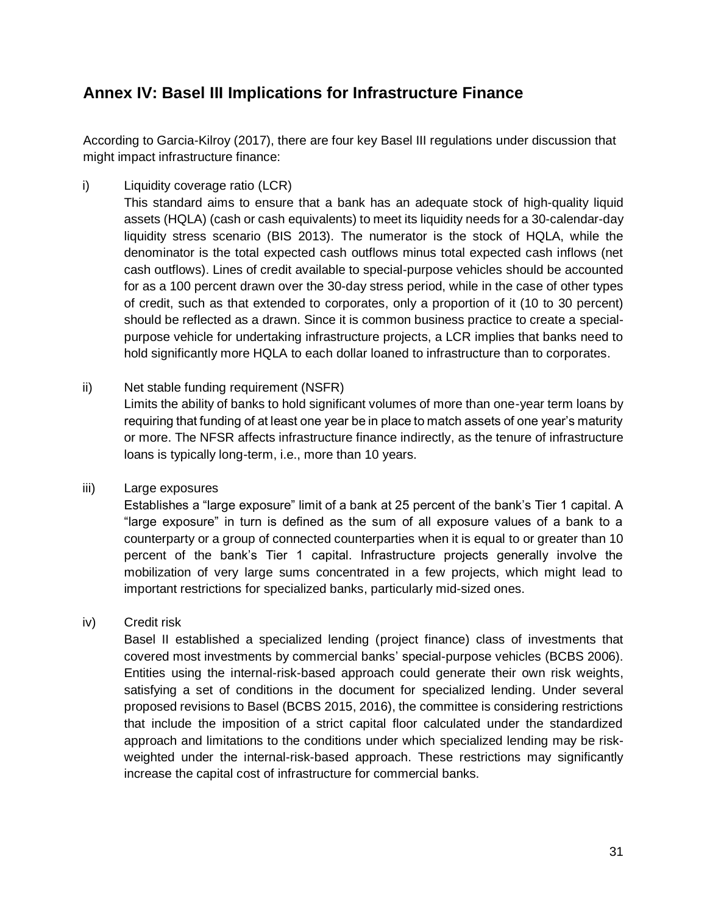## Annex IV: Basel III Implications for Infrastructure Finance

According to Garcia-Kilroy (2017), there are four key Basel III regulations under discussion that might impact infrastructure finance:

i) Liquidity coverage ratio (LCR)

This standard aims to ensure that a bank has an adequate stock of high-quality liquid assets (HQLA) (cash or cash equivalents) to meet its liquidity needs for a 30-calendar-day liquidity stress scenario (BIS 2013). The numerator is the stock of HQLA, while the denominator is the total expected cash outflows minus total expected cash inflows (net cash outflows). Lines of credit available to special-purpose vehicles should be accounted for as a 100 percent drawn over the 30-day stress period, while in the case of other types of credit, such as that extended to corporates, only a proportion of it (10 to 30 percent) should be reflected as a drawn. Since it is common business practice to create a special-purpose vehicle for undertaking infrastructure projects, a LCR implies that banks need to hold significantly more HQLA to each dollar loaned to infrastructure than to corporates.

ii) Net stable funding requirement (NSFR)

Limits the ability of banks to hold significant volumes of more than one-year term loans by requiring that funding of at least one year be in place to match assets of one year's maturity or more. The NFSR affects infrastructure finance indirectly, as the tenure of infrastructure loans is typically long-term, i.e., more than 10 years.

iii) Large exposures

Establishes a "large exposure" limit of a bank at 25 percent of the bank's Tier 1 capital. A "large exposure" in turn is defined as the sum of all exposure values of a bank to a counterparty or a group of connected counterparties when it is equal to or greater than 10 percent of the bank's Tier 1 capital. Infrastructure projects generally involve the mobilization of very large sums concentrated in a few projects, which might lead to important restrictions for specialized banks, particularly mid-sized ones.

iv) Credit risk

Basel II established a specialized lending (project finance) class of investments that covered most investments by commercial banks' special-purpose vehicles (BCBS 2006). Entities using the internal-risk-based approach could generate their own risk weights, satisfying a set of conditions in the document for specialized lending. Under several proposed revisions to Basel (BCBS 2015, 2016), the committee is considering restrictions that include the imposition of a strict capital floor calculated under the standardized approach and limitations to the conditions under which specialized lending may be risk-weighted under the internal-risk-based approach. These restrictions may significantly increase the capital cost of infrastructure for commercial banks.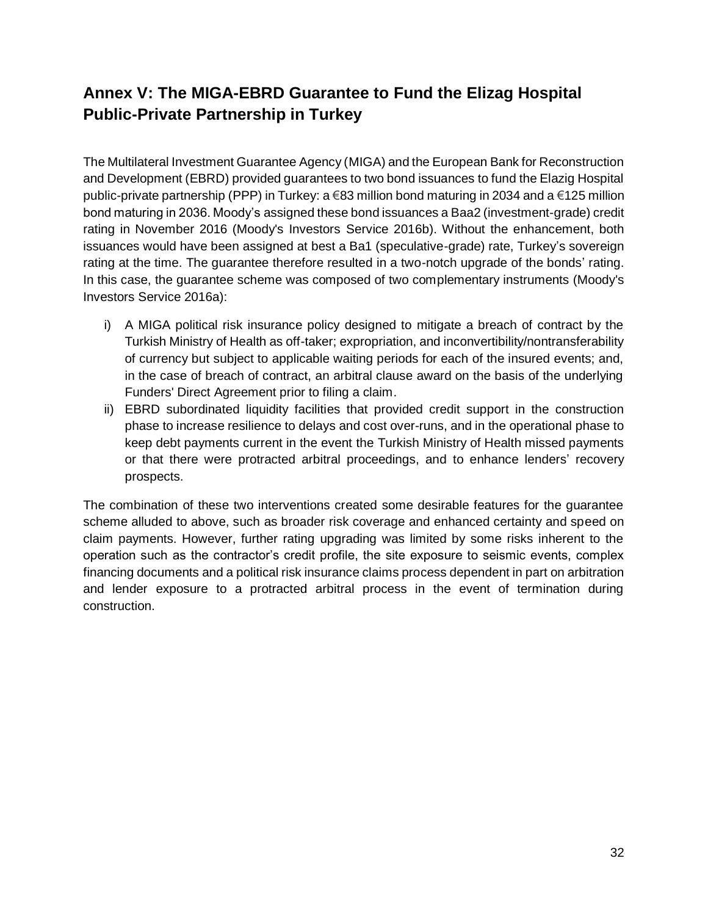## Annex V: The MIGA-EBRD Guarantee to Fund the Elizag Hospital Public-Private Partnership in Turkey

The Multilateral Investment Guarantee Agency (MIGA) and the European Bank for Reconstruction and Development (EBRD) provided guarantees to two bond issuances to fund the Elazig Hospital public-private partnership (PPP) in Turkey: a €83 million bond maturing in 2034 and a €125 million bond maturing in 2036. Moody's assigned these bond issuances a Baa2 (investment-grade) credit rating in November 2016 (Moody's Investors Service 2016b). Without the enhancement, both issuances would have been assigned at best a Ba1 (speculative-grade) rate, Turkey's sovereign rating at the time. The guarantee therefore resulted in a two-notch upgrade of the bonds' rating. In this case, the guarantee scheme was composed of two complementary instruments (Moody's Investors Service 2016a):

i) A MIGA political risk insurance policy designed to mitigate a breach of contract by the Turkish Ministry of Health as off-taker; expropriation, and inconvertibility/nontransferability of currency but subject to applicable waiting periods for each of the insured events; and, in the case of breach of contract, an arbitral clause award on the basis of the underlying Funders' Direct Agreement prior to filing a claim.
ii) EBRD subordinated liquidity facilities that provided credit support in the construction phase to increase resilience to delays and cost over-runs, and in the operational phase to keep debt payments current in the event the Turkish Ministry of Health missed payments or that there were protracted arbitral proceedings, and to enhance lenders' recovery prospects.

The combination of these two interventions created some desirable features for the guarantee scheme alluded to above, such as broader risk coverage and enhanced certainty and speed on claim payments. However, further rating upgrading was limited by some risks inherent to the operation such as the contractor's credit profile, the site exposure to seismic events, complex financing documents and a political risk insurance claims process dependent in part on arbitration and lender exposure to a protracted arbitral process in the event of termination during construction.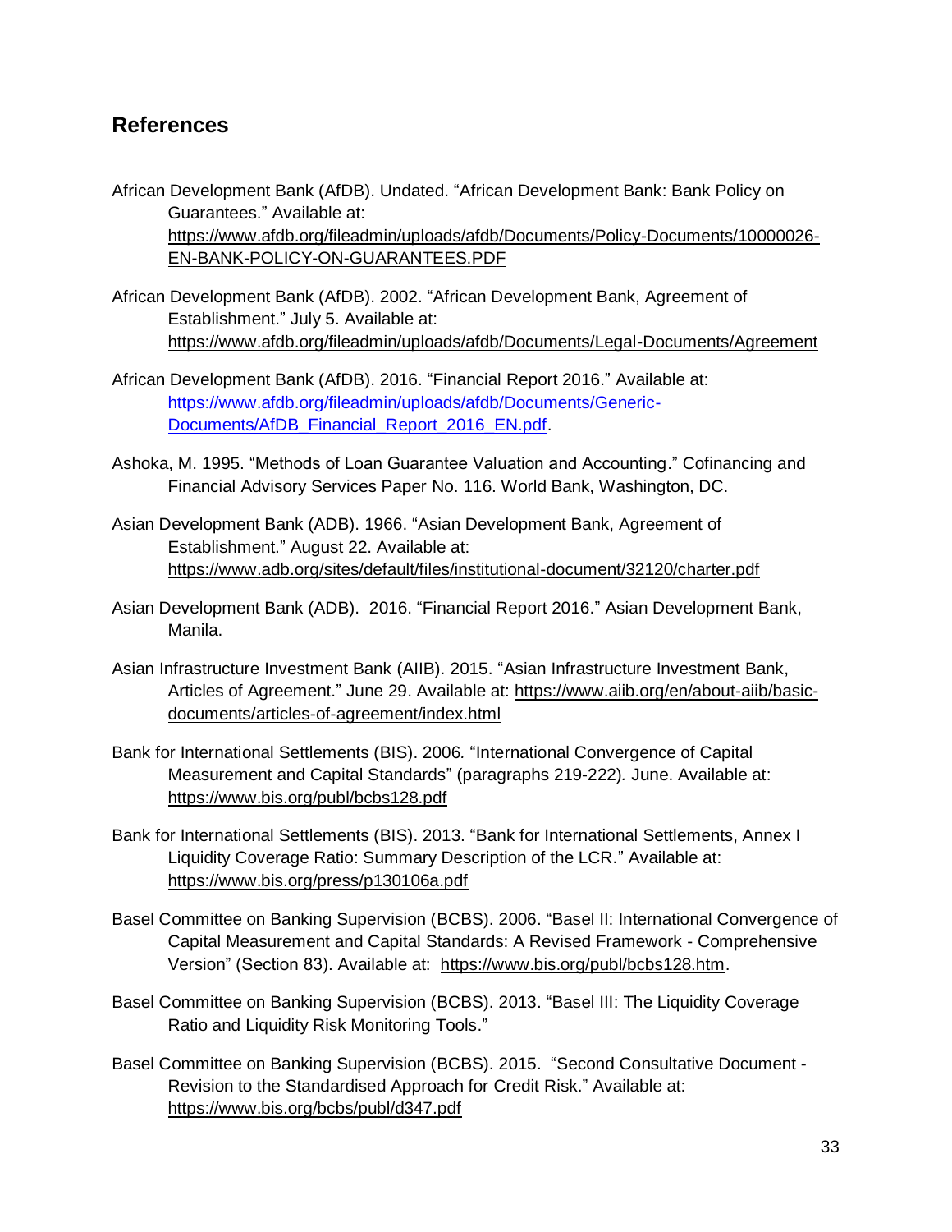## References

African Development Bank (AfDB). Undated. "African Development Bank: Bank Policy on Guarantees." Available at: https://www.afdb.org/fileadmin/uploads/afdb/Documents/Policy-Documents/10000026-EN-BANK-POLICY-ON-GUARANTEES.PDF

African Development Bank (AfDB). 2002. "African Development Bank, Agreement of Establishment." July 5. Available at: https://www.afdb.org/fileadmin/uploads/afdb/Documents/Legal-Documents/Agreement

African Development Bank (AfDB). 2016. "Financial Report 2016." Available at: https://www.afdb.org/fileadmin/uploads/afdb/Documents/Generic-Documents/AfDB_Financial_Report_2016_EN.pdf.

Ashoka, M. 1995. "Methods of Loan Guarantee Valuation and Accounting." Cofinancing and Financial Advisory Services Paper No. 116. World Bank, Washington, DC.

Asian Development Bank (ADB). 1966. "Asian Development Bank, Agreement of Establishment." August 22. Available at: https://www.adb.org/sites/default/files/institutional-document/32120/charter.pdf

Asian Development Bank (ADB). 2016. "Financial Report 2016." Asian Development Bank, Manila.

Asian Infrastructure Investment Bank (AIIB). 2015. "Asian Infrastructure Investment Bank, Articles of Agreement." June 29. Available at: https://www.aiib.org/en/about-aiib/basic-documents/articles-of-agreement/index.html

Bank for International Settlements (BIS). 2006. "International Convergence of Capital Measurement and Capital Standards" (paragraphs 219-222). June. Available at: https://www.bis.org/publ/bcbs128.pdf

Bank for International Settlements (BIS). 2013. "Bank for International Settlements, Annex I Liquidity Coverage Ratio: Summary Description of the LCR." Available at: https://www.bis.org/press/p130106a.pdf

Basel Committee on Banking Supervision (BCBS). 2006. "Basel II: International Convergence of Capital Measurement and Capital Standards: A Revised Framework - Comprehensive Version" (Section 83). Available at: https://www.bis.org/publ/bcbs128.htm.

Basel Committee on Banking Supervision (BCBS). 2013. "Basel III: The Liquidity Coverage Ratio and Liquidity Risk Monitoring Tools."

Basel Committee on Banking Supervision (BCBS). 2015. "Second Consultative Document - Revision to the Standardised Approach for Credit Risk." Available at: https://www.bis.org/bcbs/publ/d347.pdf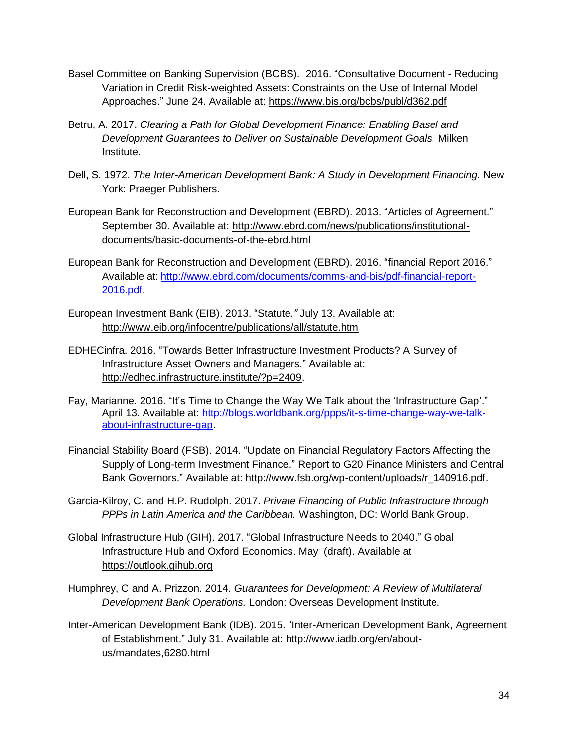Basel Committee on Banking Supervision (BCBS). 2016. "Consultative Document - Reducing Variation in Credit Risk-weighted Assets: Constraints on the Use of Internal Model Approaches." June 24. Available at: https://www.bis.org/bcbs/publ/d362.pdf

Betru, A. 2017. *Clearing a Path for Global Development Finance: Enabling Basel and Development Guarantees to Deliver on Sustainable Development Goals.* Milken Institute.

Dell, S. 1972. *The Inter-American Development Bank: A Study in Development Financing.* New York: Praeger Publishers.

European Bank for Reconstruction and Development (EBRD). 2013. "Articles of Agreement." September 30. Available at: http://www.ebrd.com/news/publications/institutional-documents/basic-documents-of-the-ebrd.html

European Bank for Reconstruction and Development (EBRD). 2016. "financial Report 2016." Available at: http://www.ebrd.com/documents/comms-and-bis/pdf-financial-report-2016.pdf.

European Investment Bank (EIB). 2013. "Statute*.*" July 13. Available at: http://www.eib.org/infocentre/publications/all/statute.htm

EDHECinfra. 2016. "Towards Better Infrastructure Investment Products? A Survey of Infrastructure Asset Owners and Managers." Available at: http://edhec.infrastructure.institute/?p=2409.

Fay, Marianne. 2016. "It's Time to Change the Way We Talk about the 'Infrastructure Gap'." April 13. Available at: http://blogs.worldbank.org/ppps/it-s-time-change-way-we-talk-about-infrastructure-gap.

Financial Stability Board (FSB). 2014. "Update on Financial Regulatory Factors Affecting the Supply of Long-term Investment Finance." Report to G20 Finance Ministers and Central Bank Governors." Available at: http://www.fsb.org/wp-content/uploads/r_140916.pdf.

Garcia-Kilroy, C. and H.P. Rudolph. 2017. *Private Financing of Public Infrastructure through PPPs in Latin America and the Caribbean.* Washington, DC: World Bank Group.

Global Infrastructure Hub (GIH). 2017. "Global Infrastructure Needs to 2040." Global Infrastructure Hub and Oxford Economics. May (draft). Available at https://outlook.gihub.org

Humphrey, C and A. Prizzon. 2014. *Guarantees for Development: A Review of Multilateral Development Bank Operations.* London: Overseas Development Institute.

Inter-American Development Bank (IDB). 2015. "Inter-American Development Bank, Agreement of Establishment." July 31. Available at: http://www.iadb.org/en/about-us/mandates,6280.html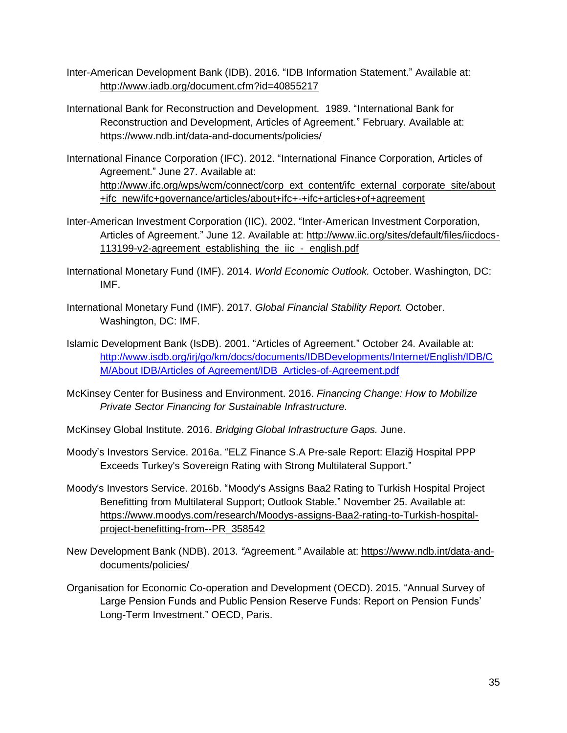Inter-American Development Bank (IDB). 2016. "IDB Information Statement." Available at: http://www.iadb.org/document.cfm?id=40855217

International Bank for Reconstruction and Development. 1989. "International Bank for Reconstruction and Development, Articles of Agreement." February. Available at: https://www.ndb.int/data-and-documents/policies/

International Finance Corporation (IFC). 2012. "International Finance Corporation, Articles of Agreement." June 27. Available at: http://www.ifc.org/wps/wcm/connect/corp_ext_content/ifc_external_corporate_site/about+ifc_new/ifc+governance/articles/about+ifc+-+ifc+articles+of+agreement

Inter-American Investment Corporation (IIC). 2002. "Inter-American Investment Corporation, Articles of Agreement." June 12. Available at: http://www.iic.org/sites/default/files/iicdocs-113199-v2-agreement_establishing_the_iic_-_english.pdf

International Monetary Fund (IMF). 2014. *World Economic Outlook.* October. Washington, DC: IMF.

International Monetary Fund (IMF). 2017. *Global Financial Stability Report.* October. Washington, DC: IMF.

Islamic Development Bank (IsDB). 2001. "Articles of Agreement." October 24. Available at: http://www.isdb.org/irj/go/km/docs/documents/IDBDevelopments/Internet/English/IDB/CM/About IDB/Articles of Agreement/IDB_Articles-of-Agreement.pdf

McKinsey Center for Business and Environment. 2016. *Financing Change: How to Mobilize Private Sector Financing for Sustainable Infrastructure.*

McKinsey Global Institute. 2016. *Bridging Global Infrastructure Gaps.* June.

Moody's Investors Service. 2016a. "ELZ Finance S.A Pre-sale Report: Elaziğ Hospital PPP Exceeds Turkey's Sovereign Rating with Strong Multilateral Support."

Moody's Investors Service. 2016b. "Moody's Assigns Baa2 Rating to Turkish Hospital Project Benefitting from Multilateral Support; Outlook Stable." November 25. Available at: https://www.moodys.com/research/Moodys-assigns-Baa2-rating-to-Turkish-hospital-project-benefitting-from--PR_358542

New Development Bank (NDB). 2013. *"*Agreement*."* Available at: https://www.ndb.int/data-and-documents/policies/

Organisation for Economic Co-operation and Development (OECD). 2015. "Annual Survey of Large Pension Funds and Public Pension Reserve Funds: Report on Pension Funds' Long-Term Investment." OECD, Paris.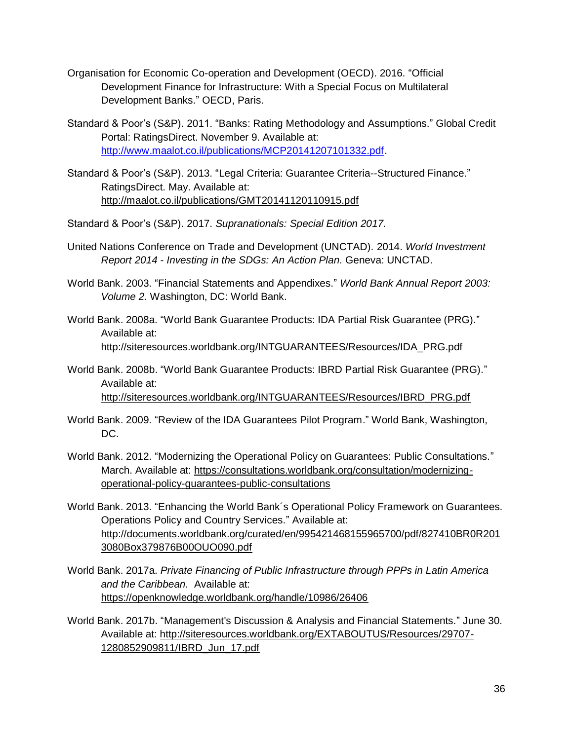Organisation for Economic Co-operation and Development (OECD). 2016. "Official Development Finance for Infrastructure: With a Special Focus on Multilateral Development Banks." OECD, Paris.

Standard & Poor's (S&P). 2011. "Banks: Rating Methodology and Assumptions." Global Credit Portal: RatingsDirect. November 9. Available at: http://www.maalot.co.il/publications/MCP20141207101332.pdf.

Standard & Poor's (S&P). 2013. "Legal Criteria: Guarantee Criteria--Structured Finance." RatingsDirect. May. Available at: http://maalot.co.il/publications/GMT20141120110915.pdf

Standard & Poor's (S&P). 2017. *Supranationals: Special Edition 2017.*

United Nations Conference on Trade and Development (UNCTAD). 2014. *World Investment Report 2014 - Investing in the SDGs: An Action Plan.* Geneva: UNCTAD.

World Bank. 2003. "Financial Statements and Appendixes." *World Bank Annual Report 2003: Volume 2.* Washington, DC: World Bank.

World Bank. 2008a. "World Bank Guarantee Products: IDA Partial Risk Guarantee (PRG)." Available at: http://siteresources.worldbank.org/INTGUARANTEES/Resources/IDA_PRG.pdf

World Bank. 2008b. "World Bank Guarantee Products: IBRD Partial Risk Guarantee (PRG)." Available at: http://siteresources.worldbank.org/INTGUARANTEES/Resources/IBRD_PRG.pdf

World Bank. 2009. "Review of the IDA Guarantees Pilot Program." World Bank, Washington, DC.

World Bank. 2012. "Modernizing the Operational Policy on Guarantees: Public Consultations." March. Available at: https://consultations.worldbank.org/consultation/modernizing-operational-policy-guarantees-public-consultations

World Bank. 2013. "Enhancing the World Bank´s Operational Policy Framework on Guarantees. Operations Policy and Country Services." Available at: http://documents.worldbank.org/curated/en/995421468155965700/pdf/827410BR0R2013080Box379876B00OUO090.pdf

World Bank. 2017a. *Private Financing of Public Infrastructure through PPPs in Latin America and the Caribbean.* Available at: https://openknowledge.worldbank.org/handle/10986/26406

World Bank. 2017b. "Management's Discussion & Analysis and Financial Statements." June 30. Available at: http://siteresources.worldbank.org/EXTABOUTUS/Resources/29707-1280852909811/IBRD_Jun_17.pdf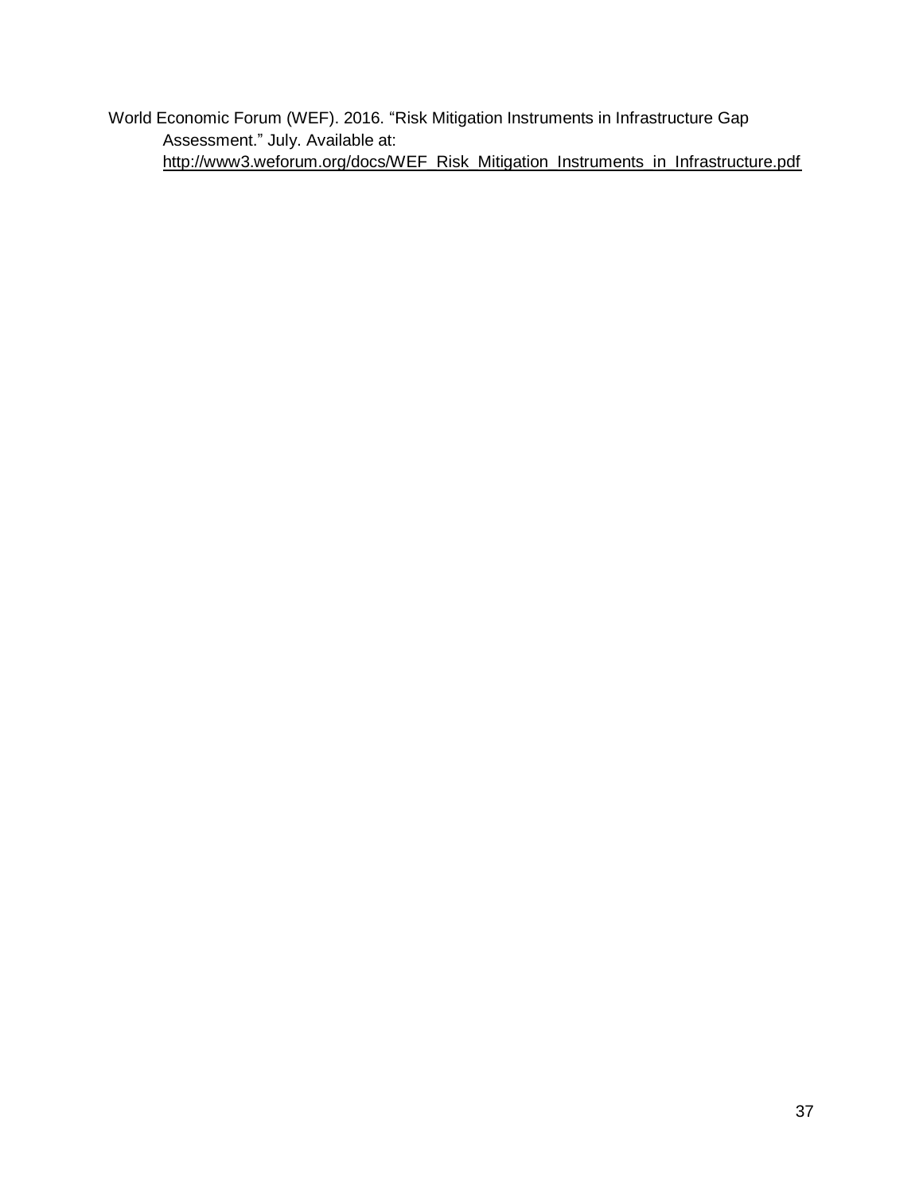World Economic Forum (WEF). 2016. "Risk Mitigation Instruments in Infrastructure Gap Assessment." July. Available at: http://www3.weforum.org/docs/WEF_Risk_Mitigation_Instruments_in_Infrastructure.pdf